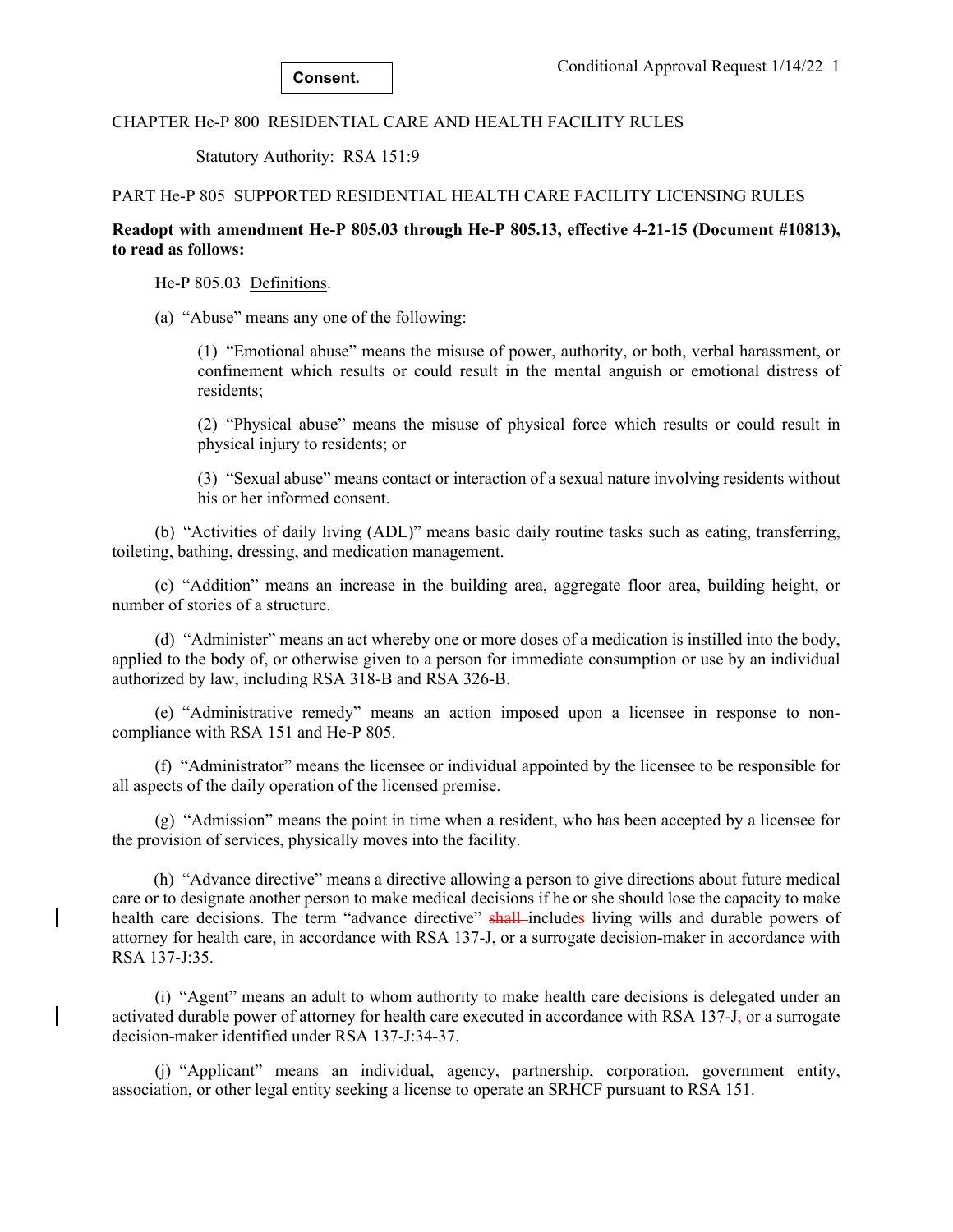**Consent.**

CHAPTER He-P 800 RESIDENTIAL CARE AND HEALTH FACILITY RULES

Statutory Authority: RSA 151:9

PART He-P 805 SUPPORTED RESIDENTIAL HEALTH CARE FACILITY LICENSING RULES

**Readopt with amendment He-P 805.03 through He-P 805.13, effective 4-21-15 (Document #10813), to read as follows:**

He-P 805.03 Definitions.

(a) "Abuse" means any one of the following:

(1) "Emotional abuse" means the misuse of power, authority, or both, verbal harassment, or confinement which results or could result in the mental anguish or emotional distress of residents;

(2) "Physical abuse" means the misuse of physical force which results or could result in physical injury to residents; or

(3) "Sexual abuse" means contact or interaction of a sexual nature involving residents without his or her informed consent.

(b) "Activities of daily living (ADL)" means basic daily routine tasks such as eating, transferring, toileting, bathing, dressing, and medication management.

(c) "Addition" means an increase in the building area, aggregate floor area, building height, or number of stories of a structure.

(d) "Administer" means an act whereby one or more doses of a medication is instilled into the body, applied to the body of, or otherwise given to a person for immediate consumption or use by an individual authorized by law, including RSA 318-B and RSA 326-B.

(e) "Administrative remedy" means an action imposed upon a licensee in response to non-compliance with RSA 151 and He-P 805.

(f) "Administrator" means the licensee or individual appointed by the licensee to be responsible for all aspects of the daily operation of the licensed premise.

(g) "Admission" means the point in time when a resident, who has been accepted by a licensee for the provision of services, physically moves into the facility.

(h) "Advance directive" means a directive allowing a person to give directions about future medical care or to designate another person to make medical decisions if he or she should lose the capacity to make health care decisions. The term "advance directive" ~~shall~~ includes living wills and durable powers of attorney for health care, in accordance with RSA 137-J, or a surrogate decision-maker in accordance with RSA 137-J:35.

(i) "Agent" means an adult to whom authority to make health care decisions is delegated under an activated durable power of attorney for health care executed in accordance with RSA 137-J~~,~~ or a surrogate decision-maker identified under RSA 137-J:34-37.

(j) "Applicant" means an individual, agency, partnership, corporation, government entity, association, or other legal entity seeking a license to operate an SRHCF pursuant to RSA 151.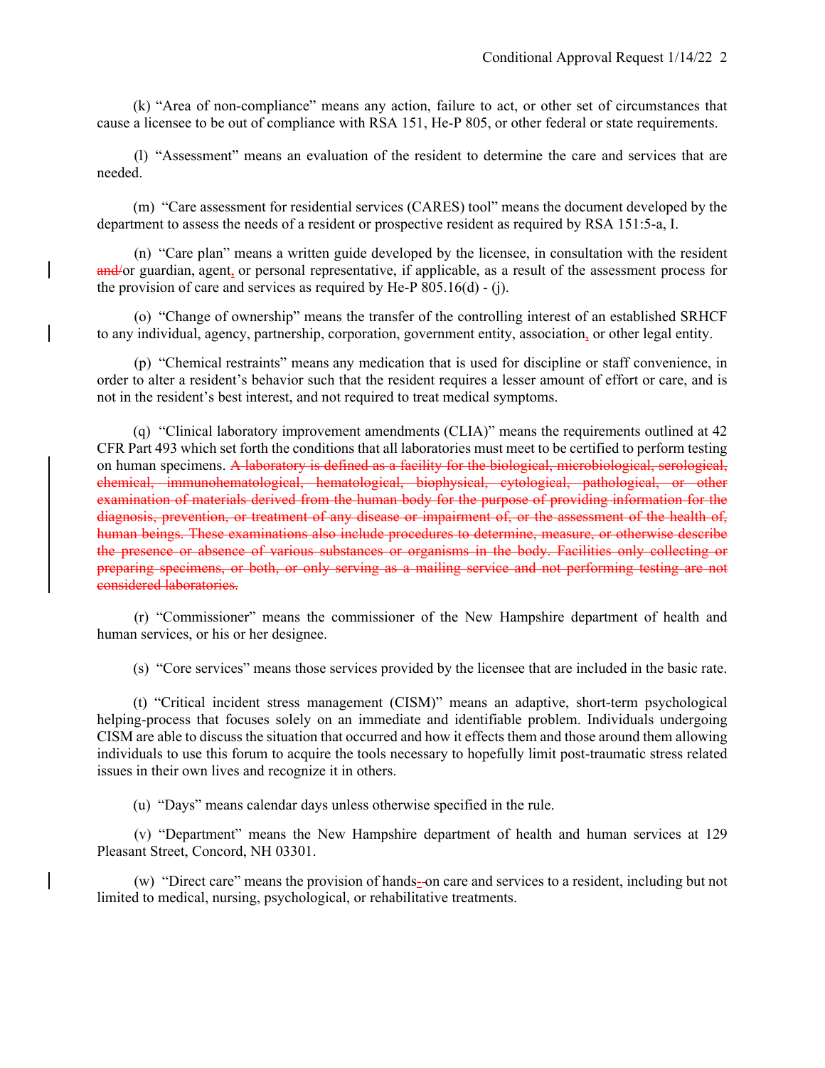(k) "Area of non-compliance" means any action, failure to act, or other set of circumstances that cause a licensee to be out of compliance with RSA 151, He-P 805, or other federal or state requirements.

(l) "Assessment" means an evaluation of the resident to determine the care and services that are needed.

(m) "Care assessment for residential services (CARES) tool" means the document developed by the department to assess the needs of a resident or prospective resident as required by RSA 151:5-a, I.

(n) "Care plan" means a written guide developed by the licensee, in consultation with the resident ~~and/~~or guardian, agent, or personal representative, if applicable, as a result of the assessment process for the provision of care and services as required by He-P 805.16(d) - (j).

(o) "Change of ownership" means the transfer of the controlling interest of an established SRHCF to any individual, agency, partnership, corporation, government entity, association, or other legal entity.

(p) "Chemical restraints" means any medication that is used for discipline or staff convenience, in order to alter a resident's behavior such that the resident requires a lesser amount of effort or care, and is not in the resident's best interest, and not required to treat medical symptoms.

(q) "Clinical laboratory improvement amendments (CLIA)" means the requirements outlined at 42 CFR Part 493 which set forth the conditions that all laboratories must meet to be certified to perform testing on human specimens. ~~A laboratory is defined as a facility for the biological, microbiological, serological, chemical, immunohematological, hematological, biophysical, cytological, pathological, or other examination of materials derived from the human body for the purpose of providing information for the diagnosis, prevention, or treatment of any disease or impairment of, or the assessment of the health of, human beings. These examinations also include procedures to determine, measure, or otherwise describe the presence or absence of various substances or organisms in the body. Facilities only collecting or preparing specimens, or both, or only serving as a mailing service and not performing testing are not considered laboratories.~~

(r) "Commissioner" means the commissioner of the New Hampshire department of health and human services, or his or her designee.

(s) "Core services" means those services provided by the licensee that are included in the basic rate.

(t) "Critical incident stress management (CISM)" means an adaptive, short-term psychological helping-process that focuses solely on an immediate and identifiable problem. Individuals undergoing CISM are able to discuss the situation that occurred and how it effects them and those around them allowing individuals to use this forum to acquire the tools necessary to hopefully limit post-traumatic stress related issues in their own lives and recognize it in others.

(u) "Days" means calendar days unless otherwise specified in the rule.

(v) "Department" means the New Hampshire department of health and human services at 129 Pleasant Street, Concord, NH 03301.

(w) "Direct care" means the provision of hands~~-~~-on care and services to a resident, including but not limited to medical, nursing, psychological, or rehabilitative treatments.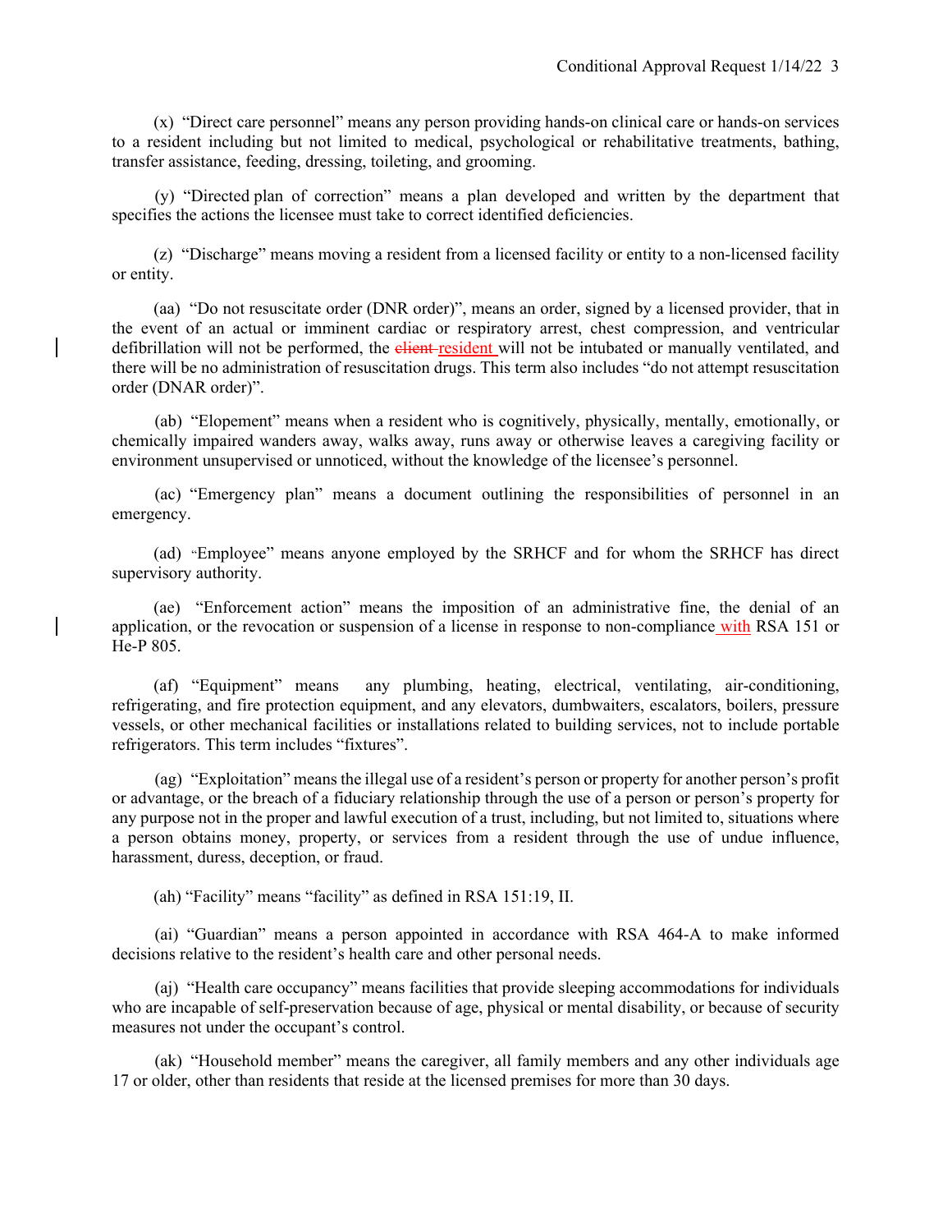(x) "Direct care personnel" means any person providing hands-on clinical care or hands-on services to a resident including but not limited to medical, psychological or rehabilitative treatments, bathing, transfer assistance, feeding, dressing, toileting, and grooming.

(y) "Directed plan of correction" means a plan developed and written by the department that specifies the actions the licensee must take to correct identified deficiencies.

(z) "Discharge" means moving a resident from a licensed facility or entity to a non-licensed facility or entity.

(aa) "Do not resuscitate order (DNR order)", means an order, signed by a licensed provider, that in the event of an actual or imminent cardiac or respiratory arrest, chest compression, and ventricular defibrillation will not be performed, the ~~client~~ resident will not be intubated or manually ventilated, and there will be no administration of resuscitation drugs. This term also includes "do not attempt resuscitation order (DNAR order)".

(ab) "Elopement" means when a resident who is cognitively, physically, mentally, emotionally, or chemically impaired wanders away, walks away, runs away or otherwise leaves a caregiving facility or environment unsupervised or unnoticed, without the knowledge of the licensee's personnel.

(ac) "Emergency plan" means a document outlining the responsibilities of personnel in an emergency.

(ad) "Employee" means anyone employed by the SRHCF and for whom the SRHCF has direct supervisory authority.

(ae) "Enforcement action" means the imposition of an administrative fine, the denial of an application, or the revocation or suspension of a license in response to non-compliance with RSA 151 or He-P 805.

(af) "Equipment" means any plumbing, heating, electrical, ventilating, air-conditioning, refrigerating, and fire protection equipment, and any elevators, dumbwaiters, escalators, boilers, pressure vessels, or other mechanical facilities or installations related to building services, not to include portable refrigerators. This term includes "fixtures".

(ag) "Exploitation" means the illegal use of a resident's person or property for another person's profit or advantage, or the breach of a fiduciary relationship through the use of a person or person's property for any purpose not in the proper and lawful execution of a trust, including, but not limited to, situations where a person obtains money, property, or services from a resident through the use of undue influence, harassment, duress, deception, or fraud.

(ah) "Facility" means "facility" as defined in RSA 151:19, II.

(ai) "Guardian" means a person appointed in accordance with RSA 464-A to make informed decisions relative to the resident's health care and other personal needs.

(aj) "Health care occupancy" means facilities that provide sleeping accommodations for individuals who are incapable of self-preservation because of age, physical or mental disability, or because of security measures not under the occupant's control.

(ak) "Household member" means the caregiver, all family members and any other individuals age 17 or older, other than residents that reside at the licensed premises for more than 30 days.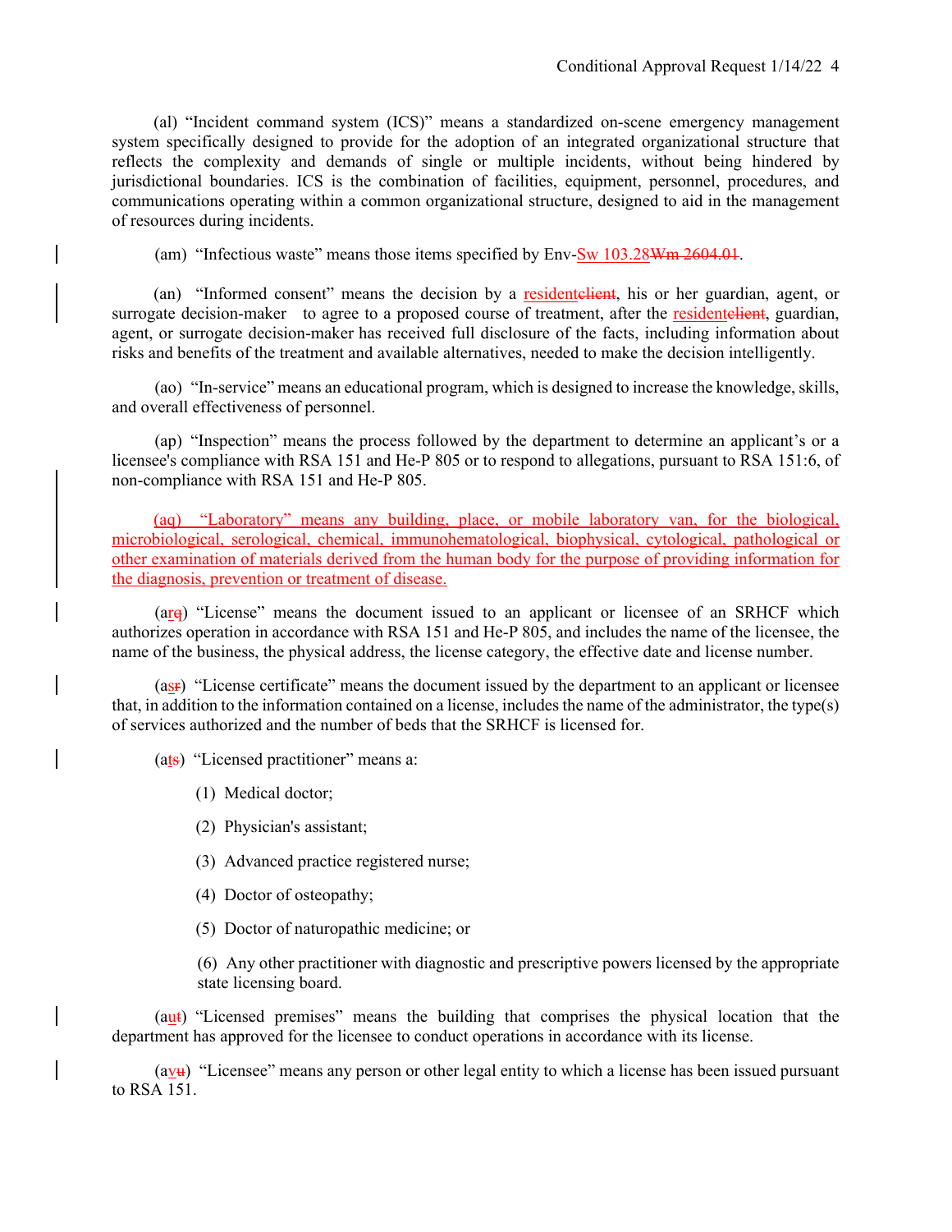(al) "Incident command system (ICS)" means a standardized on-scene emergency management system specifically designed to provide for the adoption of an integrated organizational structure that reflects the complexity and demands of single or multiple incidents, without being hindered by jurisdictional boundaries. ICS is the combination of facilities, equipment, personnel, procedures, and communications operating within a common organizational structure, designed to aid in the management of resources during incidents.

(am) "Infectious waste" means those items specified by Env-Sw 103.28~~Wm 2604.01~~.

(an) "Informed consent" means the decision by a resident~~client~~, his or her guardian, agent, or surrogate decision-maker to agree to a proposed course of treatment, after the resident~~client~~, guardian, agent, or surrogate decision-maker has received full disclosure of the facts, including information about risks and benefits of the treatment and available alternatives, needed to make the decision intelligently.

(ao) "In-service" means an educational program, which is designed to increase the knowledge, skills, and overall effectiveness of personnel.

(ap) "Inspection" means the process followed by the department to determine an applicant's or a licensee's compliance with RSA 151 and He-P 805 or to respond to allegations, pursuant to RSA 151:6, of non-compliance with RSA 151 and He-P 805.

(aq) "Laboratory" means any building, place, or mobile laboratory van, for the biological, microbiological, serological, chemical, immunohematological, biophysical, cytological, pathological or other examination of materials derived from the human body for the purpose of providing information for the diagnosis, prevention or treatment of disease.

(ar~~q~~) "License" means the document issued to an applicant or licensee of an SRHCF which authorizes operation in accordance with RSA 151 and He-P 805, and includes the name of the licensee, the name of the business, the physical address, the license category, the effective date and license number.

(as~~r~~) "License certificate" means the document issued by the department to an applicant or licensee that, in addition to the information contained on a license, includes the name of the administrator, the type(s) of services authorized and the number of beds that the SRHCF is licensed for.

(at~~s~~) "Licensed practitioner" means a:

(1) Medical doctor;

(2) Physician's assistant;

(3) Advanced practice registered nurse;

(4) Doctor of osteopathy;

(5) Doctor of naturopathic medicine; or

(6) Any other practitioner with diagnostic and prescriptive powers licensed by the appropriate state licensing board.

(au~~t~~) "Licensed premises" means the building that comprises the physical location that the department has approved for the licensee to conduct operations in accordance with its license.

(av~~u~~) "Licensee" means any person or other legal entity to which a license has been issued pursuant to RSA 151.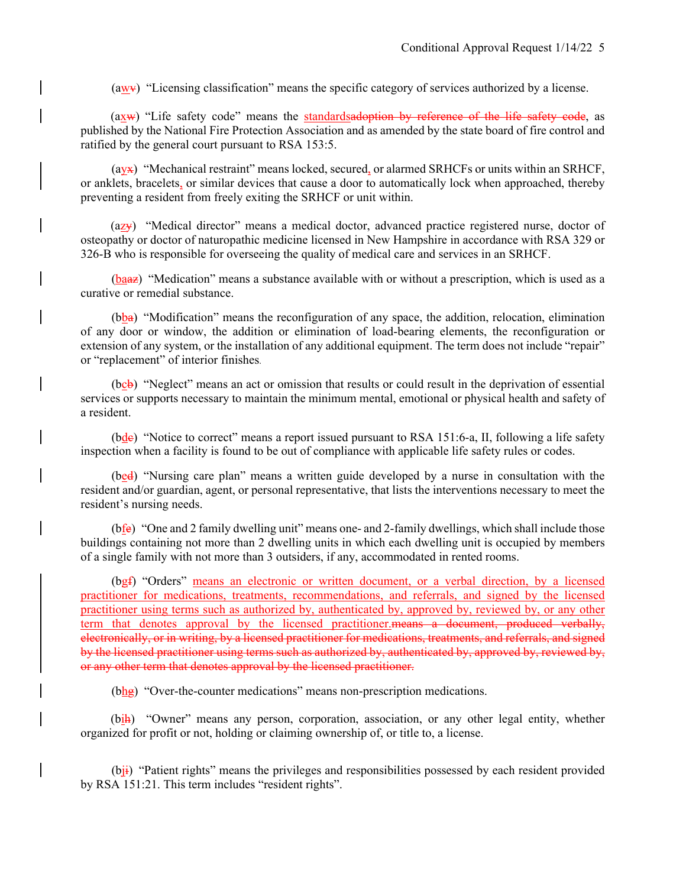(aw~~v~~) "Licensing classification" means the specific category of services authorized by a license.

(ax~~w~~) "Life safety code" means the standards~~adoption by reference of the life safety code~~, as published by the National Fire Protection Association and as amended by the state board of fire control and ratified by the general court pursuant to RSA 153:5.

(ay~~x~~) "Mechanical restraint" means locked, secured, or alarmed SRHCFs or units within an SRHCF, or anklets, bracelets, or similar devices that cause a door to automatically lock when approached, thereby preventing a resident from freely exiting the SRHCF or unit within.

(az~~y~~) "Medical director" means a medical doctor, advanced practice registered nurse, doctor of osteopathy or doctor of naturopathic medicine licensed in New Hampshire in accordance with RSA 329 or 326-B who is responsible for overseeing the quality of medical care and services in an SRHCF.

(ba~~az~~) "Medication" means a substance available with or without a prescription, which is used as a curative or remedial substance.

(bb~~a~~) "Modification" means the reconfiguration of any space, the addition, relocation, elimination of any door or window, the addition or elimination of load-bearing elements, the reconfiguration or extension of any system, or the installation of any additional equipment. The term does not include "repair" or "replacement" of interior finishes.

(bc~~b~~) "Neglect" means an act or omission that results or could result in the deprivation of essential services or supports necessary to maintain the minimum mental, emotional or physical health and safety of a resident.

(bd~~c~~) "Notice to correct" means a report issued pursuant to RSA 151:6-a, II, following a life safety inspection when a facility is found to be out of compliance with applicable life safety rules or codes.

(be~~d~~) "Nursing care plan" means a written guide developed by a nurse in consultation with the resident and/or guardian, agent, or personal representative, that lists the interventions necessary to meet the resident's nursing needs.

(bf~~e~~) "One and 2 family dwelling unit" means one- and 2-family dwellings, which shall include those buildings containing not more than 2 dwelling units in which each dwelling unit is occupied by members of a single family with not more than 3 outsiders, if any, accommodated in rented rooms.

(bg~~f~~) "Orders" means an electronic or written document, or a verbal direction, by a licensed practitioner for medications, treatments, recommendations, and referrals, and signed by the licensed practitioner using terms such as authorized by, authenticated by, approved by, reviewed by, or any other term that denotes approval by the licensed practitioner.~~means a document, produced verbally, electronically, or in writing, by a licensed practitioner for medications, treatments, and referrals, and signed by the licensed practitioner using terms such as authorized by, authenticated by, approved by, reviewed by, or any other term that denotes approval by the licensed practitioner.~~

(bh~~g~~) "Over-the-counter medications" means non-prescription medications.

(bi~~h~~) "Owner" means any person, corporation, association, or any other legal entity, whether organized for profit or not, holding or claiming ownership of, or title to, a license.

(bj~~i~~) "Patient rights" means the privileges and responsibilities possessed by each resident provided by RSA 151:21. This term includes "resident rights".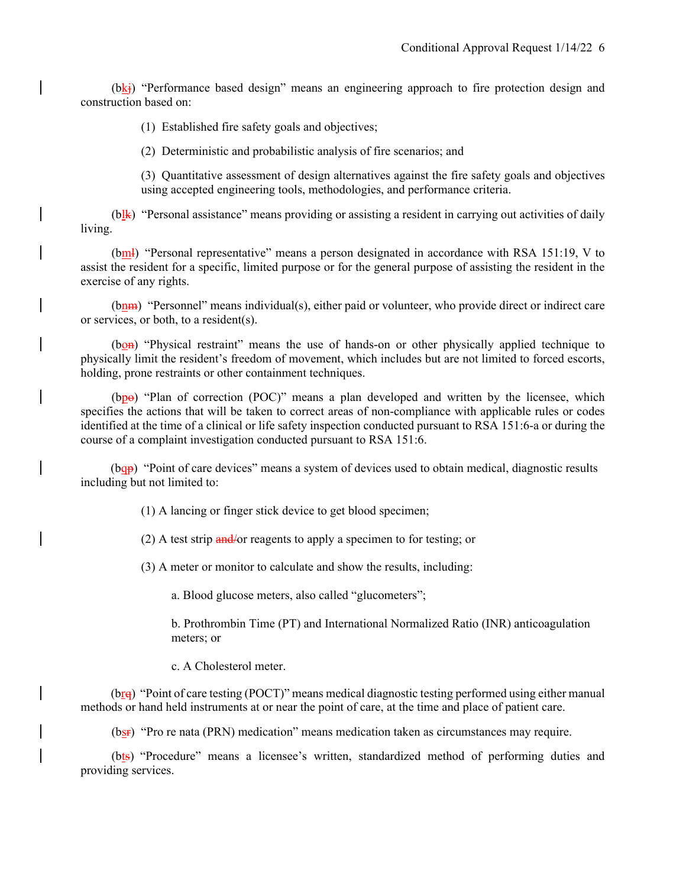(bkj) "Performance based design" means an engineering approach to fire protection design and construction based on:

(1) Established fire safety goals and objectives;

(2) Deterministic and probabilistic analysis of fire scenarios; and

(3) Quantitative assessment of design alternatives against the fire safety goals and objectives using accepted engineering tools, methodologies, and performance criteria.

(blk) "Personal assistance" means providing or assisting a resident in carrying out activities of daily living.

(bml) "Personal representative" means a person designated in accordance with RSA 151:19, V to assist the resident for a specific, limited purpose or for the general purpose of assisting the resident in the exercise of any rights.

(bnm) "Personnel" means individual(s), either paid or volunteer, who provide direct or indirect care or services, or both, to a resident(s).

(bon) "Physical restraint" means the use of hands-on or other physically applied technique to physically limit the resident's freedom of movement, which includes but are not limited to forced escorts, holding, prone restraints or other containment techniques.

(bpo) "Plan of correction (POC)" means a plan developed and written by the licensee, which specifies the actions that will be taken to correct areas of non-compliance with applicable rules or codes identified at the time of a clinical or life safety inspection conducted pursuant to RSA 151:6-a or during the course of a complaint investigation conducted pursuant to RSA 151:6.

(bqp) "Point of care devices" means a system of devices used to obtain medical, diagnostic results including but not limited to:

(1) A lancing or finger stick device to get blood specimen;

(2) A test strip and/or reagents to apply a specimen to for testing; or

(3) A meter or monitor to calculate and show the results, including:

a. Blood glucose meters, also called "glucometers";

b. Prothrombin Time (PT) and International Normalized Ratio (INR) anticoagulation meters; or

c. A Cholesterol meter.

(brq) "Point of care testing (POCT)" means medical diagnostic testing performed using either manual methods or hand held instruments at or near the point of care, at the time and place of patient care.

(bsr) "Pro re nata (PRN) medication" means medication taken as circumstances may require.

(bts) "Procedure" means a licensee's written, standardized method of performing duties and providing services.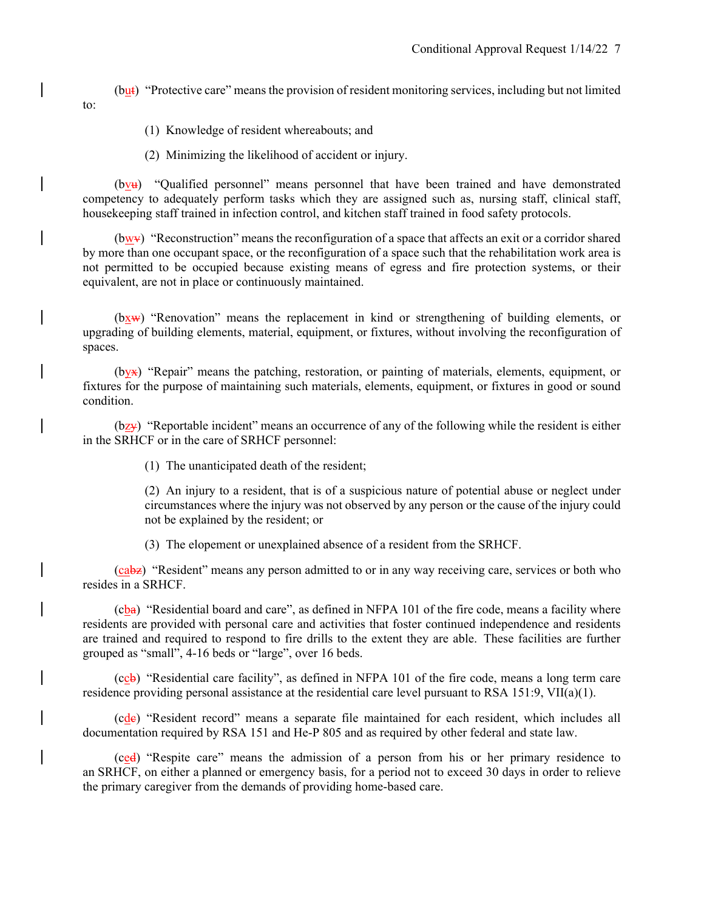(b~~t~~u) "Protective care" means the provision of resident monitoring services, including but not limited to:

(1) Knowledge of resident whereabouts; and

(2) Minimizing the likelihood of accident or injury.

(b~~u~~v) "Qualified personnel" means personnel that have been trained and have demonstrated competency to adequately perform tasks which they are assigned such as, nursing staff, clinical staff, housekeeping staff trained in infection control, and kitchen staff trained in food safety protocols.

(b~~v~~w) "Reconstruction" means the reconfiguration of a space that affects an exit or a corridor shared by more than one occupant space, or the reconfiguration of a space such that the rehabilitation work area is not permitted to be occupied because existing means of egress and fire protection systems, or their equivalent, are not in place or continuously maintained.

(b~~w~~x) "Renovation" means the replacement in kind or strengthening of building elements, or upgrading of building elements, material, equipment, or fixtures, without involving the reconfiguration of spaces.

(b~~x~~y) "Repair" means the patching, restoration, or painting of materials, elements, equipment, or fixtures for the purpose of maintaining such materials, elements, equipment, or fixtures in good or sound condition.

(b~~y~~z) "Reportable incident" means an occurrence of any of the following while the resident is either in the SRHCF or in the care of SRHCF personnel:

(1) The unanticipated death of the resident;

(2) An injury to a resident, that is of a suspicious nature of potential abuse or neglect under circumstances where the injury was not observed by any person or the cause of the injury could not be explained by the resident; or

(3) The elopement or unexplained absence of a resident from the SRHCF.

(ca~~bz~~) "Resident" means any person admitted to or in any way receiving care, services or both who resides in a SRHCF.

(c~~a~~b) "Residential board and care", as defined in NFPA 101 of the fire code, means a facility where residents are provided with personal care and activities that foster continued independence and residents are trained and required to respond to fire drills to the extent they are able. These facilities are further grouped as "small", 4-16 beds or "large", over 16 beds.

(c~~b~~c) "Residential care facility", as defined in NFPA 101 of the fire code, means a long term care residence providing personal assistance at the residential care level pursuant to RSA 151:9, VII(a)(1).

(c~~c~~d) "Resident record" means a separate file maintained for each resident, which includes all documentation required by RSA 151 and He-P 805 and as required by other federal and state law.

(c~~d~~e) "Respite care" means the admission of a person from his or her primary residence to an SRHCF, on either a planned or emergency basis, for a period not to exceed 30 days in order to relieve the primary caregiver from the demands of providing home-based care.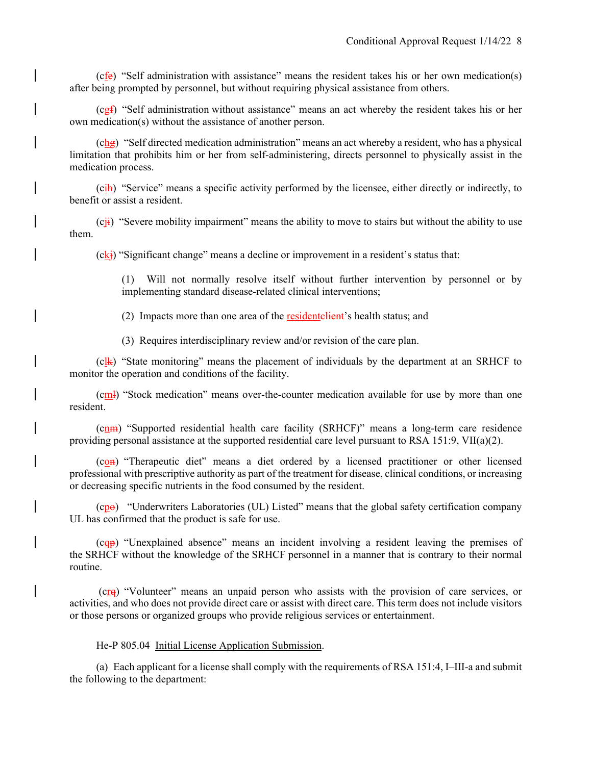(cfe) "Self administration with assistance" means the resident takes his or her own medication(s) after being prompted by personnel, but without requiring physical assistance from others.

(cgf) "Self administration without assistance" means an act whereby the resident takes his or her own medication(s) without the assistance of another person.

(chg) "Self directed medication administration" means an act whereby a resident, who has a physical limitation that prohibits him or her from self-administering, directs personnel to physically assist in the medication process.

(cih) "Service" means a specific activity performed by the licensee, either directly or indirectly, to benefit or assist a resident.

(cji) "Severe mobility impairment" means the ability to move to stairs but without the ability to use them.

(ckj) "Significant change" means a decline or improvement in a resident's status that:

> (1) Will not normally resolve itself without further intervention by personnel or by implementing standard disease-related clinical interventions;
>
> (2) Impacts more than one area of the residentclient's health status; and
>
> (3) Requires interdisciplinary review and/or revision of the care plan.

(clk) "State monitoring" means the placement of individuals by the department at an SRHCF to monitor the operation and conditions of the facility.

(cml) "Stock medication" means over-the-counter medication available for use by more than one resident.

(cnm) "Supported residential health care facility (SRHCF)" means a long-term care residence providing personal assistance at the supported residential care level pursuant to RSA 151:9, VII(a)(2).

(con) "Therapeutic diet" means a diet ordered by a licensed practitioner or other licensed professional with prescriptive authority as part of the treatment for disease, clinical conditions, or increasing or decreasing specific nutrients in the food consumed by the resident.

(cpo) "Underwriters Laboratories (UL) Listed" means that the global safety certification company UL has confirmed that the product is safe for use.

(cqp) "Unexplained absence" means an incident involving a resident leaving the premises of the SRHCF without the knowledge of the SRHCF personnel in a manner that is contrary to their normal routine.

(crq) "Volunteer" means an unpaid person who assists with the provision of care services, or activities, and who does not provide direct care or assist with direct care. This term does not include visitors or those persons or organized groups who provide religious services or entertainment.

He-P 805.04 Initial License Application Submission.

(a) Each applicant for a license shall comply with the requirements of RSA 151:4, I–III-a and submit the following to the department: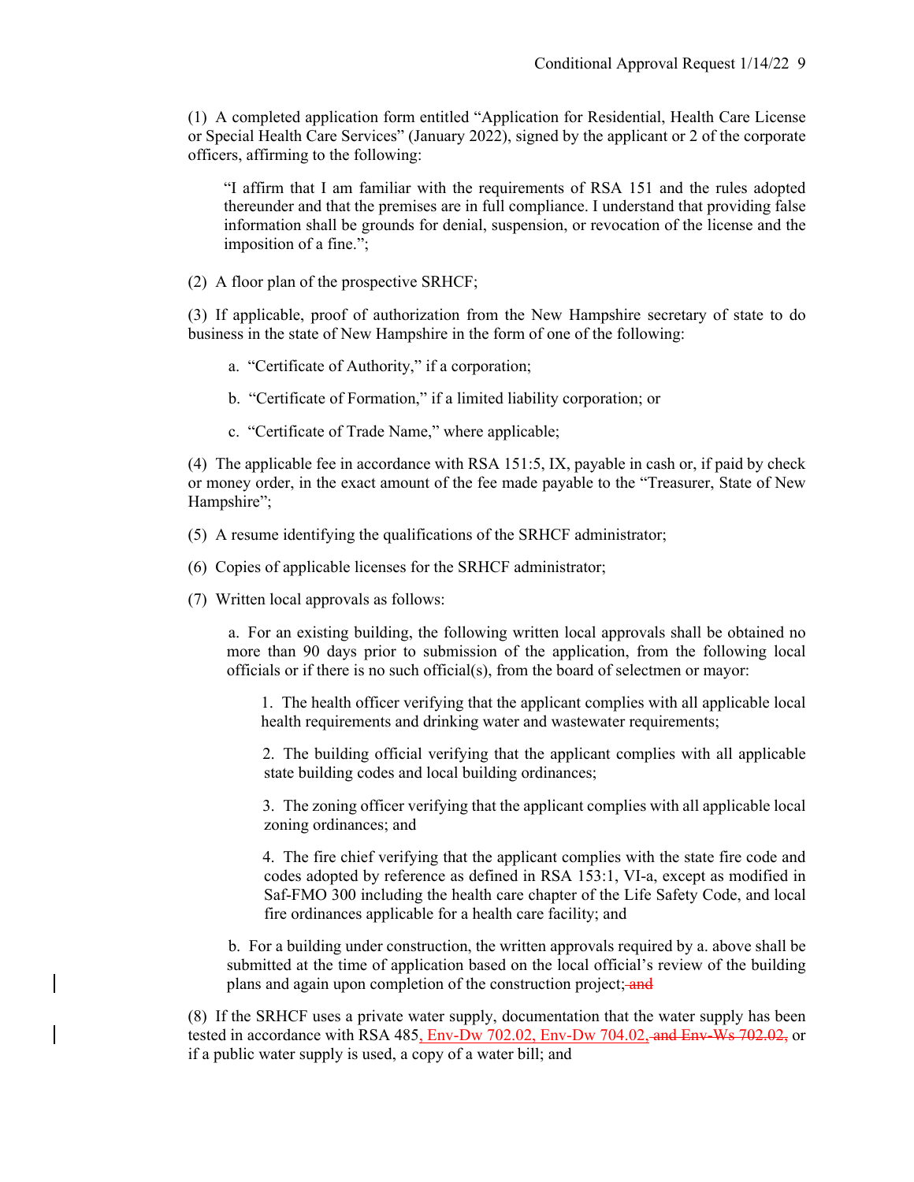(1) A completed application form entitled "Application for Residential, Health Care License or Special Health Care Services" (January 2022), signed by the applicant or 2 of the corporate officers, affirming to the following:

> "I affirm that I am familiar with the requirements of RSA 151 and the rules adopted thereunder and that the premises are in full compliance. I understand that providing false information shall be grounds for denial, suspension, or revocation of the license and the imposition of a fine.";

(2) A floor plan of the prospective SRHCF;

(3) If applicable, proof of authorization from the New Hampshire secretary of state to do business in the state of New Hampshire in the form of one of the following:

a. "Certificate of Authority," if a corporation;

b. "Certificate of Formation," if a limited liability corporation; or

c. "Certificate of Trade Name," where applicable;

(4) The applicable fee in accordance with RSA 151:5, IX, payable in cash or, if paid by check or money order, in the exact amount of the fee made payable to the "Treasurer, State of New Hampshire";

(5) A resume identifying the qualifications of the SRHCF administrator;

(6) Copies of applicable licenses for the SRHCF administrator;

(7) Written local approvals as follows:

a. For an existing building, the following written local approvals shall be obtained no more than 90 days prior to submission of the application, from the following local officials or if there is no such official(s), from the board of selectmen or mayor:

1. The health officer verifying that the applicant complies with all applicable local health requirements and drinking water and wastewater requirements;

2. The building official verifying that the applicant complies with all applicable state building codes and local building ordinances;

3. The zoning officer verifying that the applicant complies with all applicable local zoning ordinances; and

4. The fire chief verifying that the applicant complies with the state fire code and codes adopted by reference as defined in RSA 153:1, VI-a, except as modified in Saf-FMO 300 including the health care chapter of the Life Safety Code, and local fire ordinances applicable for a health care facility; and

b. For a building under construction, the written approvals required by a. above shall be submitted at the time of application based on the local official's review of the building plans and again upon completion of the construction project; ~~and~~

(8) If the SRHCF uses a private water supply, documentation that the water supply has been tested in accordance with RSA 485, Env-Dw 702.02, Env-Dw 704.02, ~~and Env-Ws 702.02,~~ or if a public water supply is used, a copy of a water bill; and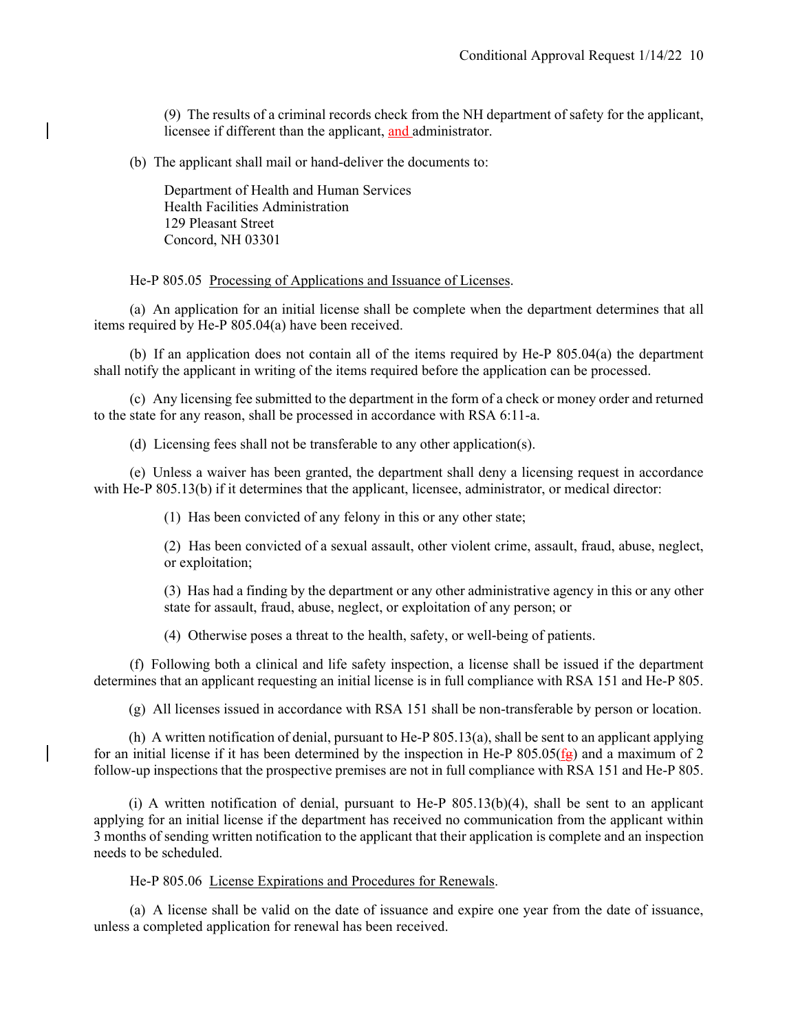(9) The results of a criminal records check from the NH department of safety for the applicant, licensee if different than the applicant, and administrator.

(b) The applicant shall mail or hand-deliver the documents to:

Department of Health and Human Services
Health Facilities Administration
129 Pleasant Street
Concord, NH 03301

He-P 805.05 Processing of Applications and Issuance of Licenses.

(a) An application for an initial license shall be complete when the department determines that all items required by He-P 805.04(a) have been received.

(b) If an application does not contain all of the items required by He-P 805.04(a) the department shall notify the applicant in writing of the items required before the application can be processed.

(c) Any licensing fee submitted to the department in the form of a check or money order and returned to the state for any reason, shall be processed in accordance with RSA 6:11-a.

(d) Licensing fees shall not be transferable to any other application(s).

(e) Unless a waiver has been granted, the department shall deny a licensing request in accordance with He-P 805.13(b) if it determines that the applicant, licensee, administrator, or medical director:

(1) Has been convicted of any felony in this or any other state;

(2) Has been convicted of a sexual assault, other violent crime, assault, fraud, abuse, neglect, or exploitation;

(3) Has had a finding by the department or any other administrative agency in this or any other state for assault, fraud, abuse, neglect, or exploitation of any person; or

(4) Otherwise poses a threat to the health, safety, or well-being of patients.

(f) Following both a clinical and life safety inspection, a license shall be issued if the department determines that an applicant requesting an initial license is in full compliance with RSA 151 and He-P 805.

(g) All licenses issued in accordance with RSA 151 shall be non-transferable by person or location.

(h) A written notification of denial, pursuant to He-P 805.13(a), shall be sent to an applicant applying for an initial license if it has been determined by the inspection in He-P 805.05(f~~g~~) and a maximum of 2 follow-up inspections that the prospective premises are not in full compliance with RSA 151 and He-P 805.

(i) A written notification of denial, pursuant to He-P 805.13(b)(4), shall be sent to an applicant applying for an initial license if the department has received no communication from the applicant within 3 months of sending written notification to the applicant that their application is complete and an inspection needs to be scheduled.

He-P 805.06 License Expirations and Procedures for Renewals.

(a) A license shall be valid on the date of issuance and expire one year from the date of issuance, unless a completed application for renewal has been received.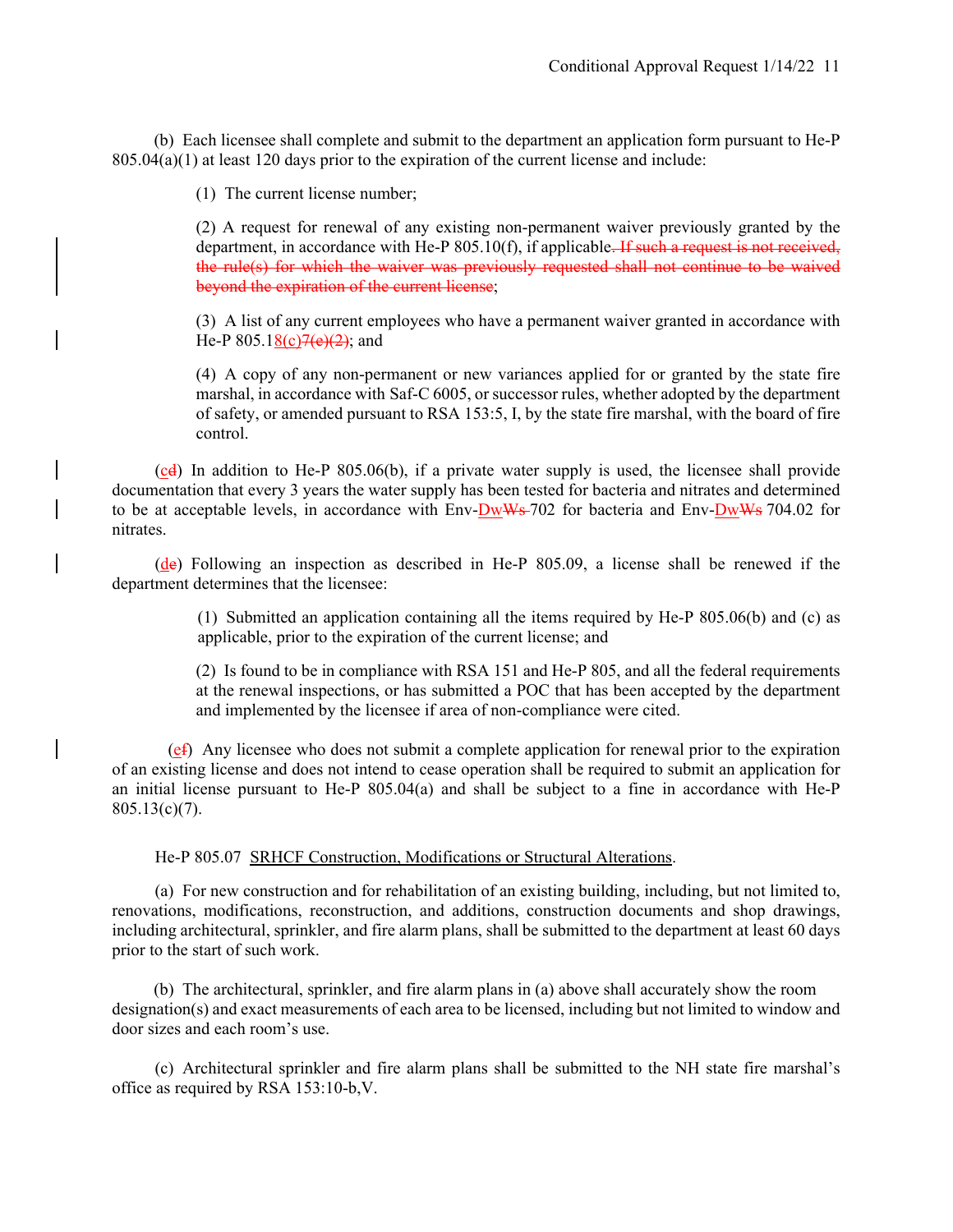(b) Each licensee shall complete and submit to the department an application form pursuant to He-P 805.04(a)(1) at least 120 days prior to the expiration of the current license and include:

(1) The current license number;

(2) A request for renewal of any existing non-permanent waiver previously granted by the department, in accordance with He-P 805.10(f), if applicable~~. If such a request is not received, the rule(s) for which the waiver was previously requested shall not continue to be waived beyond the expiration of the current license~~;

(3) A list of any current employees who have a permanent waiver granted in accordance with He-P 805.18(c)~~7(e)(2)~~; and

(4) A copy of any non-permanent or new variances applied for or granted by the state fire marshal, in accordance with Saf-C 6005, or successor rules, whether adopted by the department of safety, or amended pursuant to RSA 153:5, I, by the state fire marshal, with the board of fire control.

(c~~d~~) In addition to He-P 805.06(b), if a private water supply is used, the licensee shall provide documentation that every 3 years the water supply has been tested for bacteria and nitrates and determined to be at acceptable levels, in accordance with Env-Dw~~Ws~~ 702 for bacteria and Env-Dw~~Ws~~ 704.02 for nitrates.

(d~~e~~) Following an inspection as described in He-P 805.09, a license shall be renewed if the department determines that the licensee:

(1) Submitted an application containing all the items required by He-P 805.06(b) and (c) as applicable, prior to the expiration of the current license; and

(2) Is found to be in compliance with RSA 151 and He-P 805, and all the federal requirements at the renewal inspections, or has submitted a POC that has been accepted by the department and implemented by the licensee if area of non-compliance were cited.

(e~~f~~) Any licensee who does not submit a complete application for renewal prior to the expiration of an existing license and does not intend to cease operation shall be required to submit an application for an initial license pursuant to He-P 805.04(a) and shall be subject to a fine in accordance with He-P 805.13(c)(7).

He-P 805.07 SRHCF Construction, Modifications or Structural Alterations.

(a) For new construction and for rehabilitation of an existing building, including, but not limited to, renovations, modifications, reconstruction, and additions, construction documents and shop drawings, including architectural, sprinkler, and fire alarm plans, shall be submitted to the department at least 60 days prior to the start of such work.

(b) The architectural, sprinkler, and fire alarm plans in (a) above shall accurately show the room designation(s) and exact measurements of each area to be licensed, including but not limited to window and door sizes and each room's use.

(c) Architectural sprinkler and fire alarm plans shall be submitted to the NH state fire marshal's office as required by RSA 153:10-b,V.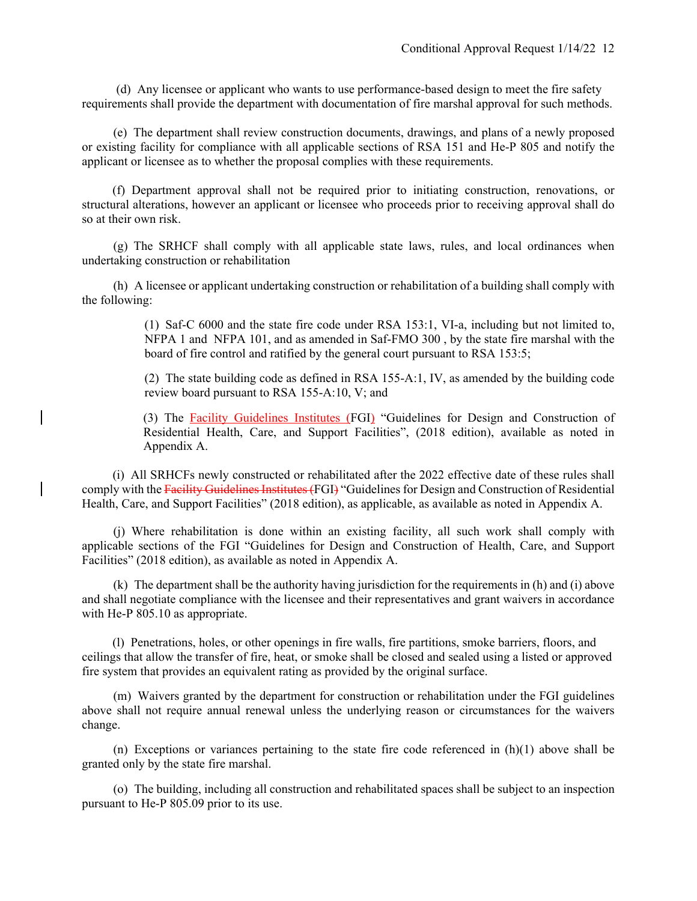(d) Any licensee or applicant who wants to use performance-based design to meet the fire safety requirements shall provide the department with documentation of fire marshal approval for such methods.

(e) The department shall review construction documents, drawings, and plans of a newly proposed or existing facility for compliance with all applicable sections of RSA 151 and He-P 805 and notify the applicant or licensee as to whether the proposal complies with these requirements.

(f) Department approval shall not be required prior to initiating construction, renovations, or structural alterations, however an applicant or licensee who proceeds prior to receiving approval shall do so at their own risk.

(g) The SRHCF shall comply with all applicable state laws, rules, and local ordinances when undertaking construction or rehabilitation

(h) A licensee or applicant undertaking construction or rehabilitation of a building shall comply with the following:

> (1) Saf-C 6000 and the state fire code under RSA 153:1, VI-a, including but not limited to, NFPA 1 and NFPA 101, and as amended in Saf-FMO 300 , by the state fire marshal with the board of fire control and ratified by the general court pursuant to RSA 153:5;
>
> (2) The state building code as defined in RSA 155-A:1, IV, as amended by the building code review board pursuant to RSA 155-A:10, V; and
>
> (3) The Facility Guidelines Institutes (FGI) "Guidelines for Design and Construction of Residential Health, Care, and Support Facilities", (2018 edition), available as noted in Appendix A.

(i) All SRHCFs newly constructed or rehabilitated after the 2022 effective date of these rules shall comply with the ~~Facility Guidelines Institutes (~~FGI~~)~~ "Guidelines for Design and Construction of Residential Health, Care, and Support Facilities" (2018 edition), as applicable, as available as noted in Appendix A.

(j) Where rehabilitation is done within an existing facility, all such work shall comply with applicable sections of the FGI "Guidelines for Design and Construction of Health, Care, and Support Facilities" (2018 edition), as available as noted in Appendix A.

(k) The department shall be the authority having jurisdiction for the requirements in (h) and (i) above and shall negotiate compliance with the licensee and their representatives and grant waivers in accordance with He-P 805.10 as appropriate.

(l) Penetrations, holes, or other openings in fire walls, fire partitions, smoke barriers, floors, and ceilings that allow the transfer of fire, heat, or smoke shall be closed and sealed using a listed or approved fire system that provides an equivalent rating as provided by the original surface.

(m) Waivers granted by the department for construction or rehabilitation under the FGI guidelines above shall not require annual renewal unless the underlying reason or circumstances for the waivers change.

(n) Exceptions or variances pertaining to the state fire code referenced in (h)(1) above shall be granted only by the state fire marshal.

(o) The building, including all construction and rehabilitated spaces shall be subject to an inspection pursuant to He-P 805.09 prior to its use.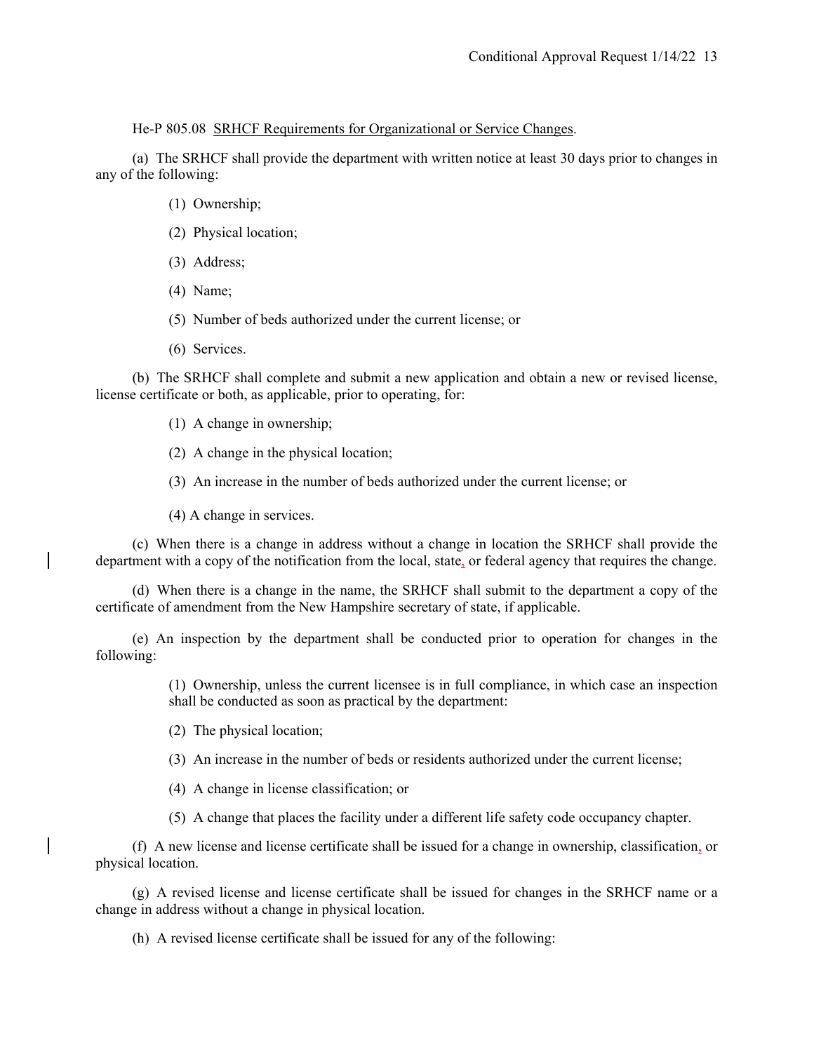He-P 805.08 SRHCF Requirements for Organizational or Service Changes.

(a) The SRHCF shall provide the department with written notice at least 30 days prior to changes in any of the following:

(1) Ownership;

(2) Physical location;

(3) Address;

(4) Name;

(5) Number of beds authorized under the current license; or

(6) Services.

(b) The SRHCF shall complete and submit a new application and obtain a new or revised license, license certificate or both, as applicable, prior to operating, for:

(1) A change in ownership;

(2) A change in the physical location;

(3) An increase in the number of beds authorized under the current license; or

(4) A change in services.

(c) When there is a change in address without a change in location the SRHCF shall provide the department with a copy of the notification from the local, state, or federal agency that requires the change.

(d) When there is a change in the name, the SRHCF shall submit to the department a copy of the certificate of amendment from the New Hampshire secretary of state, if applicable.

(e) An inspection by the department shall be conducted prior to operation for changes in the following:

(1) Ownership, unless the current licensee is in full compliance, in which case an inspection shall be conducted as soon as practical by the department:

(2) The physical location;

(3) An increase in the number of beds or residents authorized under the current license;

(4) A change in license classification; or

(5) A change that places the facility under a different life safety code occupancy chapter.

(f) A new license and license certificate shall be issued for a change in ownership, classification, or physical location.

(g) A revised license and license certificate shall be issued for changes in the SRHCF name or a change in address without a change in physical location.

(h) A revised license certificate shall be issued for any of the following: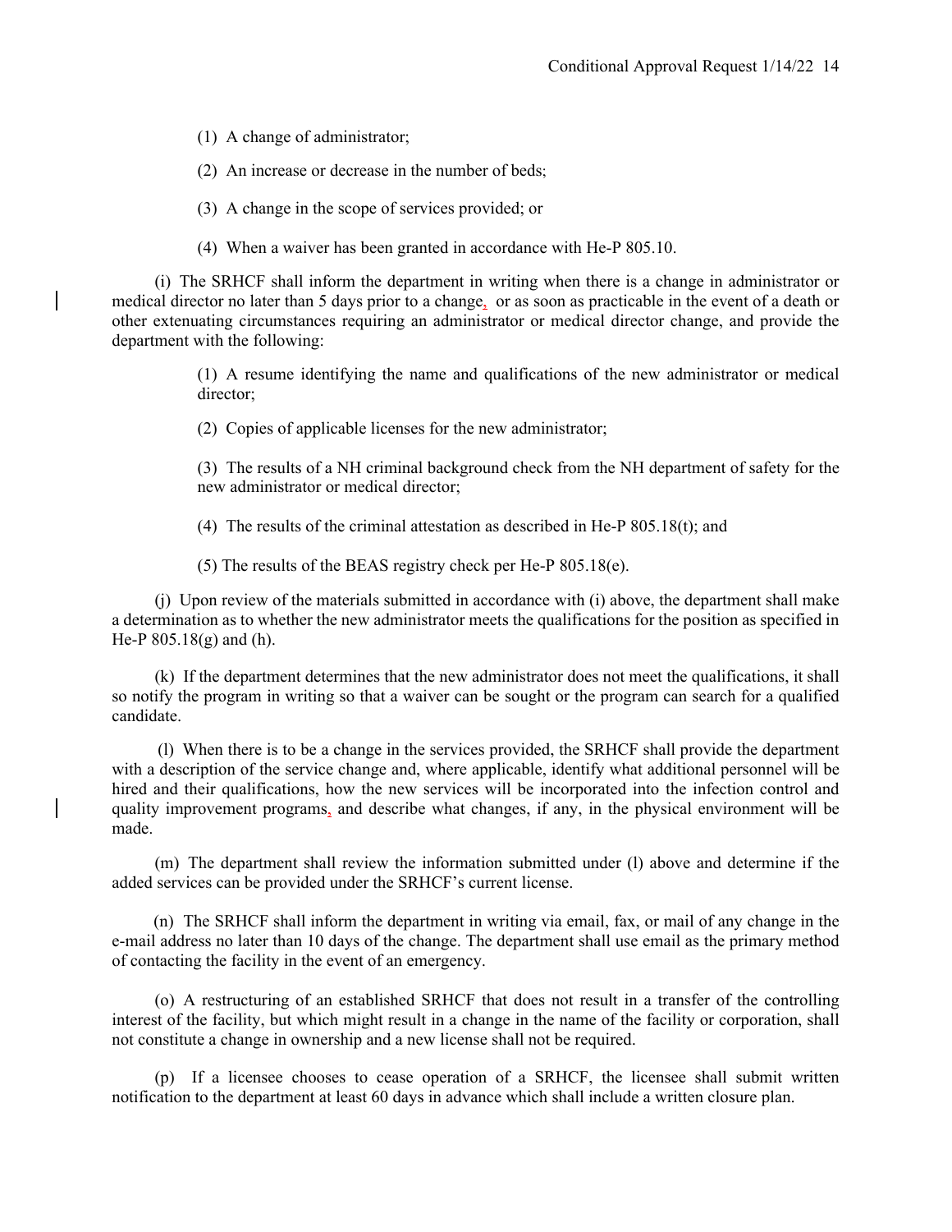(1) A change of administrator;

(2) An increase or decrease in the number of beds;

(3) A change in the scope of services provided; or

(4) When a waiver has been granted in accordance with He-P 805.10.

(i) The SRHCF shall inform the department in writing when there is a change in administrator or medical director no later than 5 days prior to a change, or as soon as practicable in the event of a death or other extenuating circumstances requiring an administrator or medical director change, and provide the department with the following:

> (1) A resume identifying the name and qualifications of the new administrator or medical director;
>
> (2) Copies of applicable licenses for the new administrator;
>
> (3) The results of a NH criminal background check from the NH department of safety for the new administrator or medical director;
>
> (4) The results of the criminal attestation as described in He-P 805.18(t); and
>
> (5) The results of the BEAS registry check per He-P 805.18(e).

(j) Upon review of the materials submitted in accordance with (i) above, the department shall make a determination as to whether the new administrator meets the qualifications for the position as specified in He-P 805.18(g) and (h).

(k) If the department determines that the new administrator does not meet the qualifications, it shall so notify the program in writing so that a waiver can be sought or the program can search for a qualified candidate.

(l) When there is to be a change in the services provided, the SRHCF shall provide the department with a description of the service change and, where applicable, identify what additional personnel will be hired and their qualifications, how the new services will be incorporated into the infection control and quality improvement programs, and describe what changes, if any, in the physical environment will be made.

(m) The department shall review the information submitted under (l) above and determine if the added services can be provided under the SRHCF's current license.

(n) The SRHCF shall inform the department in writing via email, fax, or mail of any change in the e-mail address no later than 10 days of the change. The department shall use email as the primary method of contacting the facility in the event of an emergency.

(o) A restructuring of an established SRHCF that does not result in a transfer of the controlling interest of the facility, but which might result in a change in the name of the facility or corporation, shall not constitute a change in ownership and a new license shall not be required.

(p) If a licensee chooses to cease operation of a SRHCF, the licensee shall submit written notification to the department at least 60 days in advance which shall include a written closure plan.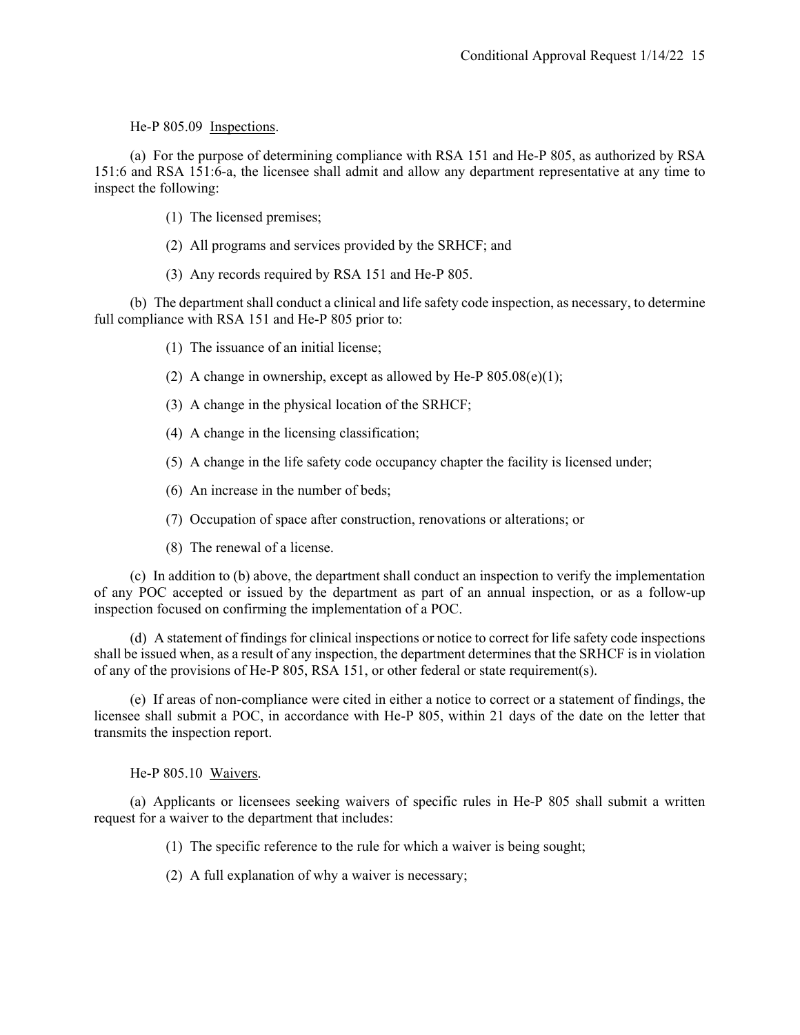He-P 805.09 Inspections.

(a) For the purpose of determining compliance with RSA 151 and He-P 805, as authorized by RSA 151:6 and RSA 151:6-a, the licensee shall admit and allow any department representative at any time to inspect the following:

(1) The licensed premises;

(2) All programs and services provided by the SRHCF; and

(3) Any records required by RSA 151 and He-P 805.

(b) The department shall conduct a clinical and life safety code inspection, as necessary, to determine full compliance with RSA 151 and He-P 805 prior to:

(1) The issuance of an initial license;

(2) A change in ownership, except as allowed by He-P 805.08(e)(1);

(3) A change in the physical location of the SRHCF;

(4) A change in the licensing classification;

(5) A change in the life safety code occupancy chapter the facility is licensed under;

(6) An increase in the number of beds;

(7) Occupation of space after construction, renovations or alterations; or

(8) The renewal of a license.

(c) In addition to (b) above, the department shall conduct an inspection to verify the implementation of any POC accepted or issued by the department as part of an annual inspection, or as a follow-up inspection focused on confirming the implementation of a POC.

(d) A statement of findings for clinical inspections or notice to correct for life safety code inspections shall be issued when, as a result of any inspection, the department determines that the SRHCF is in violation of any of the provisions of He-P 805, RSA 151, or other federal or state requirement(s).

(e) If areas of non-compliance were cited in either a notice to correct or a statement of findings, the licensee shall submit a POC, in accordance with He-P 805, within 21 days of the date on the letter that transmits the inspection report.

He-P 805.10 Waivers.

(a) Applicants or licensees seeking waivers of specific rules in He-P 805 shall submit a written request for a waiver to the department that includes:

(1) The specific reference to the rule for which a waiver is being sought;

(2) A full explanation of why a waiver is necessary;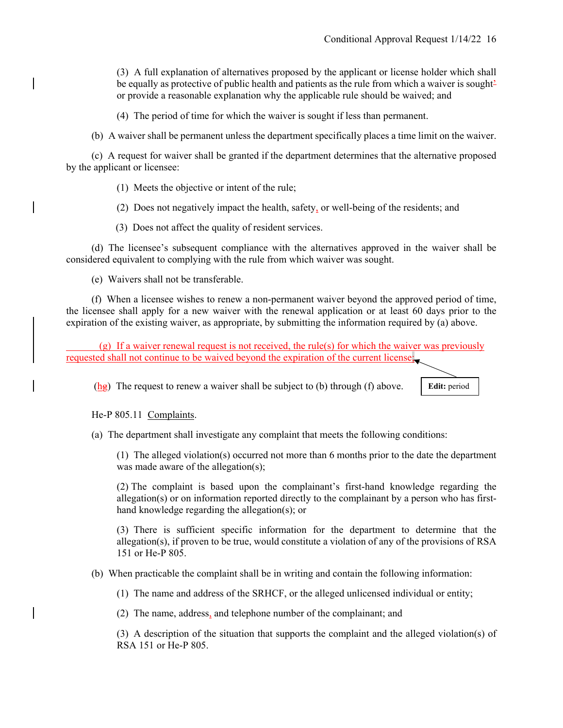(3) A full explanation of alternatives proposed by the applicant or license holder which shall be equally as protective of public health and patients as the rule from which a waiver is sought, or provide a reasonable explanation why the applicable rule should be waived; and

(4) The period of time for which the waiver is sought if less than permanent.

(b) A waiver shall be permanent unless the department specifically places a time limit on the waiver.

(c) A request for waiver shall be granted if the department determines that the alternative proposed by the applicant or licensee:

(1) Meets the objective or intent of the rule;

(2) Does not negatively impact the health, safety, or well-being of the residents; and

(3) Does not affect the quality of resident services.

(d) The licensee's subsequent compliance with the alternatives approved in the waiver shall be considered equivalent to complying with the rule from which waiver was sought.

(e) Waivers shall not be transferable.

(f) When a licensee wishes to renew a non-permanent waiver beyond the approved period of time, the licensee shall apply for a new waiver with the renewal application or at least 60 days prior to the expiration of the existing waiver, as appropriate, by submitting the information required by (a) above.

(g) If a waiver renewal request is not received, the rule(s) for which the waiver was previously requested shall not continue to be waived beyond the expiration of the current license;

(hg) The request to renew a waiver shall be subject to (b) through (f) above.

**Edit:** period

He-P 805.11 Complaints.

(a) The department shall investigate any complaint that meets the following conditions:

(1) The alleged violation(s) occurred not more than 6 months prior to the date the department was made aware of the allegation(s);

(2) The complaint is based upon the complainant's first-hand knowledge regarding the allegation(s) or on information reported directly to the complainant by a person who has first-hand knowledge regarding the allegation(s); or

(3) There is sufficient specific information for the department to determine that the allegation(s), if proven to be true, would constitute a violation of any of the provisions of RSA 151 or He-P 805.

(b) When practicable the complaint shall be in writing and contain the following information:

(1) The name and address of the SRHCF, or the alleged unlicensed individual or entity;

(2) The name, address, and telephone number of the complainant; and

(3) A description of the situation that supports the complaint and the alleged violation(s) of RSA 151 or He-P 805.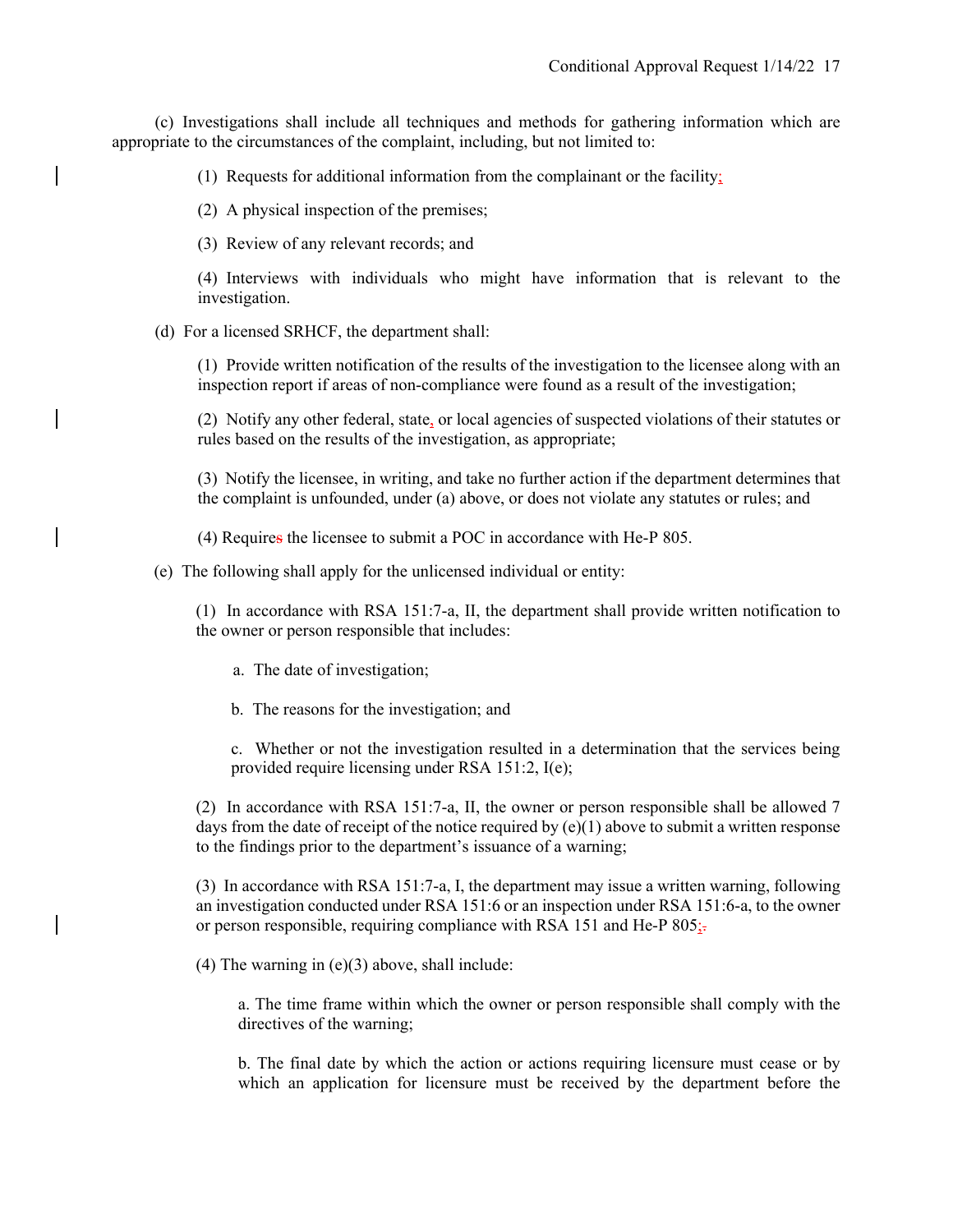(c) Investigations shall include all techniques and methods for gathering information which are appropriate to the circumstances of the complaint, including, but not limited to:

(1) Requests for additional information from the complainant or the facility;

(2) A physical inspection of the premises;

(3) Review of any relevant records; and

(4) Interviews with individuals who might have information that is relevant to the investigation.

(d) For a licensed SRHCF, the department shall:

(1) Provide written notification of the results of the investigation to the licensee along with an inspection report if areas of non-compliance were found as a result of the investigation;

(2) Notify any other federal, state, or local agencies of suspected violations of their statutes or rules based on the results of the investigation, as appropriate;

(3) Notify the licensee, in writing, and take no further action if the department determines that the complaint is unfounded, under (a) above, or does not violate any statutes or rules; and

(4) Requires the licensee to submit a POC in accordance with He-P 805.

(e) The following shall apply for the unlicensed individual or entity:

(1) In accordance with RSA 151:7-a, II, the department shall provide written notification to the owner or person responsible that includes:

a. The date of investigation;

b. The reasons for the investigation; and

c. Whether or not the investigation resulted in a determination that the services being provided require licensing under RSA 151:2, I(e);

(2) In accordance with RSA 151:7-a, II, the owner or person responsible shall be allowed 7 days from the date of receipt of the notice required by (e)(1) above to submit a written response to the findings prior to the department's issuance of a warning;

(3) In accordance with RSA 151:7-a, I, the department may issue a written warning, following an investigation conducted under RSA 151:6 or an inspection under RSA 151:6-a, to the owner or person responsible, requiring compliance with RSA 151 and He-P 805;.

(4) The warning in (e)(3) above, shall include:

a. The time frame within which the owner or person responsible shall comply with the directives of the warning;

b. The final date by which the action or actions requiring licensure must cease or by which an application for licensure must be received by the department before the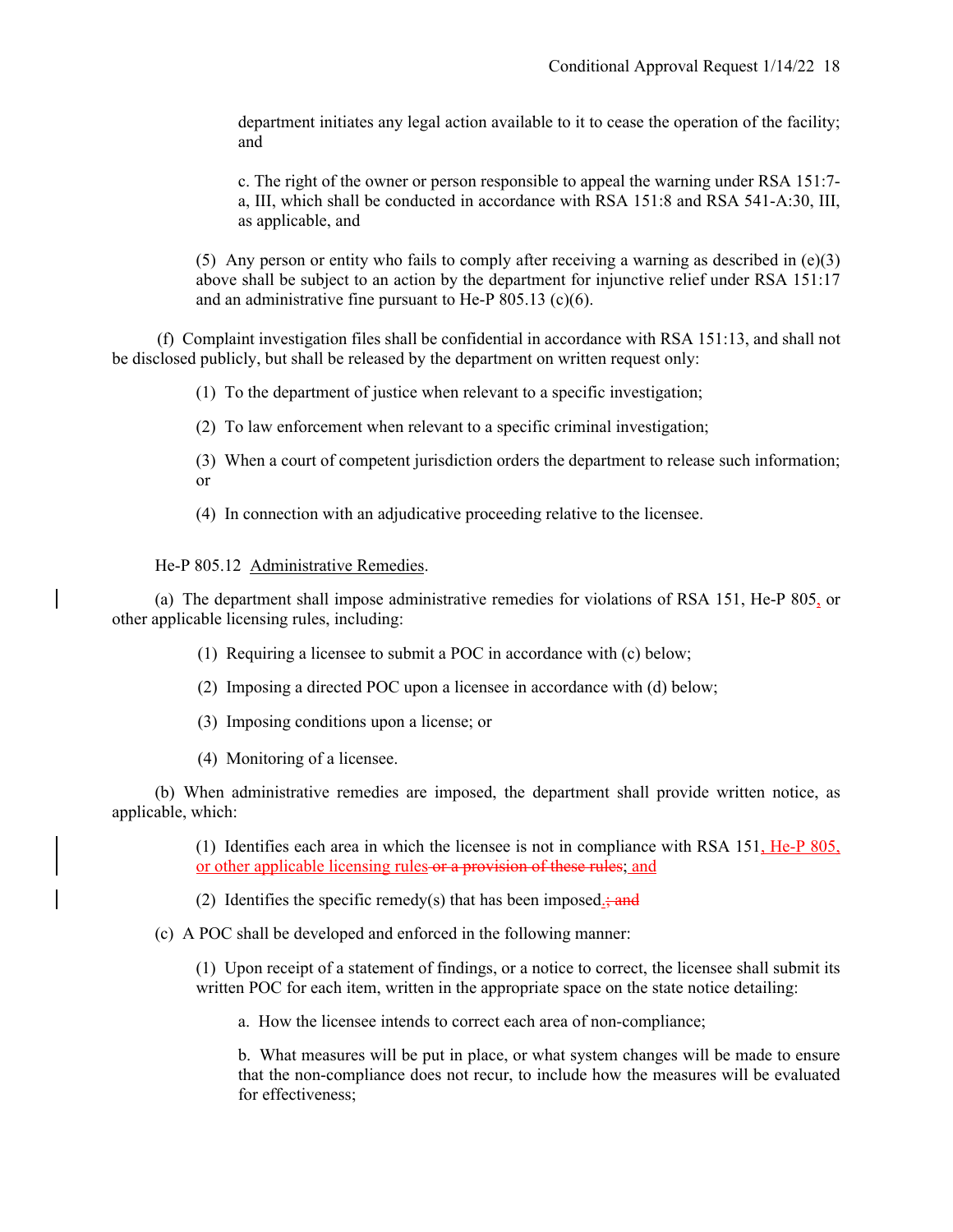department initiates any legal action available to it to cease the operation of the facility; and

c. The right of the owner or person responsible to appeal the warning under RSA 151:7-a, III, which shall be conducted in accordance with RSA 151:8 and RSA 541-A:30, III, as applicable, and

(5) Any person or entity who fails to comply after receiving a warning as described in (e)(3) above shall be subject to an action by the department for injunctive relief under RSA 151:17 and an administrative fine pursuant to He-P 805.13 (c)(6).

(f) Complaint investigation files shall be confidential in accordance with RSA 151:13, and shall not be disclosed publicly, but shall be released by the department on written request only:

(1) To the department of justice when relevant to a specific investigation;

(2) To law enforcement when relevant to a specific criminal investigation;

(3) When a court of competent jurisdiction orders the department to release such information; or

(4) In connection with an adjudicative proceeding relative to the licensee.

He-P 805.12 Administrative Remedies.

(a) The department shall impose administrative remedies for violations of RSA 151, He-P 805, or other applicable licensing rules, including:

(1) Requiring a licensee to submit a POC in accordance with (c) below;

(2) Imposing a directed POC upon a licensee in accordance with (d) below;

(3) Imposing conditions upon a license; or

(4) Monitoring of a licensee.

(b) When administrative remedies are imposed, the department shall provide written notice, as applicable, which:

(1) Identifies each area in which the licensee is not in compliance with RSA 151, He-P 805, or other applicable licensing rules ~~or a provision of these rules~~; and

(2) Identifies the specific remedy(s) that has been imposed.~~; and~~

(c) A POC shall be developed and enforced in the following manner:

(1) Upon receipt of a statement of findings, or a notice to correct, the licensee shall submit its written POC for each item, written in the appropriate space on the state notice detailing:

a. How the licensee intends to correct each area of non-compliance;

b. What measures will be put in place, or what system changes will be made to ensure that the non-compliance does not recur, to include how the measures will be evaluated for effectiveness;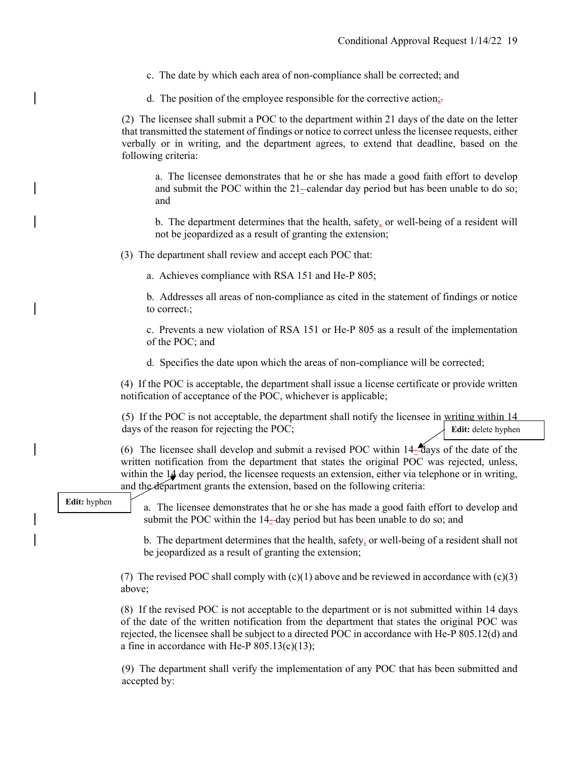c. The date by which each area of non-compliance shall be corrected; and

d. The position of the employee responsible for the corrective action;

(2) The licensee shall submit a POC to the department within 21 days of the date on the letter that transmitted the statement of findings or notice to correct unless the licensee requests, either verbally or in writing, and the department agrees, to extend that deadline, based on the following criteria:

a. The licensee demonstrates that he or she has made a good faith effort to develop and submit the POC within the 21-calendar day period but has been unable to do so; and

b. The department determines that the health, safety, or well-being of a resident will not be jeopardized as a result of granting the extension;

(3) The department shall review and accept each POC that:

a. Achieves compliance with RSA 151 and He-P 805;

b. Addresses all areas of non-compliance as cited in the statement of findings or notice to correct;

c. Prevents a new violation of RSA 151 or He-P 805 as a result of the implementation of the POC; and

d. Specifies the date upon which the areas of non-compliance will be corrected;

(4) If the POC is acceptable, the department shall issue a license certificate or provide written notification of acceptance of the POC, whichever is applicable;

(5) If the POC is not acceptable, the department shall notify the licensee in writing within 14 days of the reason for rejecting the POC;

**Edit:** delete hyphen

(6) The licensee shall develop and submit a revised POC within 14- days of the date of the written notification from the department that states the original POC was rejected, unless, within the 14 day period, the licensee requests an extension, either via telephone or in writing, and the department grants the extension, based on the following criteria:

**Edit:** hyphen

a. The licensee demonstrates that he or she has made a good faith effort to develop and submit the POC within the 14-day period but has been unable to do so; and

b. The department determines that the health, safety, or well-being of a resident shall not be jeopardized as a result of granting the extension;

(7) The revised POC shall comply with (c)(1) above and be reviewed in accordance with (c)(3) above;

(8) If the revised POC is not acceptable to the department or is not submitted within 14 days of the date of the written notification from the department that states the original POC was rejected, the licensee shall be subject to a directed POC in accordance with He-P 805.12(d) and a fine in accordance with He-P 805.13(c)(13);

(9) The department shall verify the implementation of any POC that has been submitted and accepted by: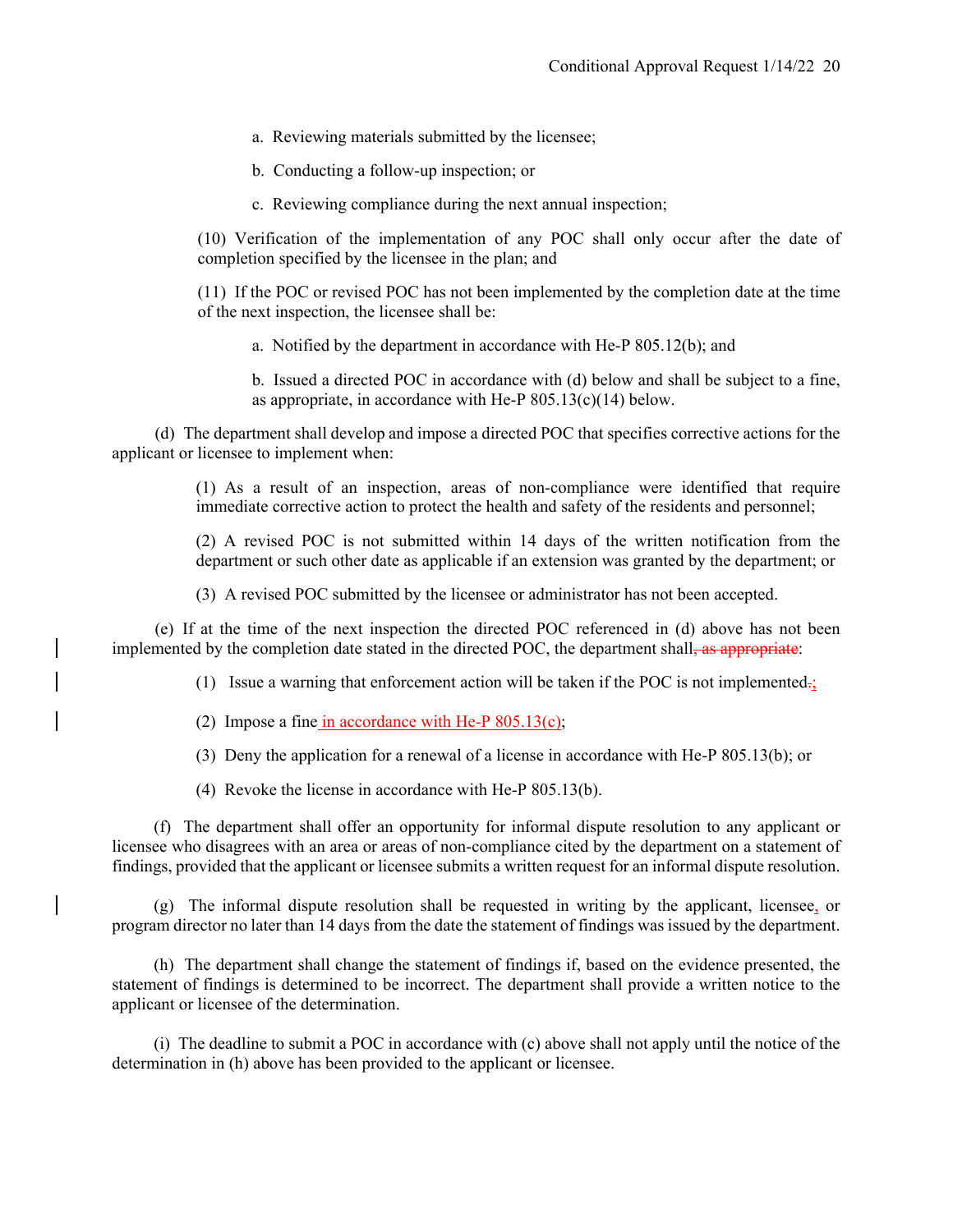a. Reviewing materials submitted by the licensee;

b. Conducting a follow-up inspection; or

c. Reviewing compliance during the next annual inspection;

(10) Verification of the implementation of any POC shall only occur after the date of completion specified by the licensee in the plan; and

(11) If the POC or revised POC has not been implemented by the completion date at the time of the next inspection, the licensee shall be:

a. Notified by the department in accordance with He-P 805.12(b); and

b. Issued a directed POC in accordance with (d) below and shall be subject to a fine, as appropriate, in accordance with He-P 805.13(c)(14) below.

(d) The department shall develop and impose a directed POC that specifies corrective actions for the applicant or licensee to implement when:

(1) As a result of an inspection, areas of non-compliance were identified that require immediate corrective action to protect the health and safety of the residents and personnel;

(2) A revised POC is not submitted within 14 days of the written notification from the department or such other date as applicable if an extension was granted by the department; or

(3) A revised POC submitted by the licensee or administrator has not been accepted.

(e) If at the time of the next inspection the directed POC referenced in (d) above has not been implemented by the completion date stated in the directed POC, the department shall~~, as appropriate~~:

(1) Issue a warning that enforcement action will be taken if the POC is not implemented~~.~~;

(2) Impose a fine in accordance with He-P 805.13(c);

(3) Deny the application for a renewal of a license in accordance with He-P 805.13(b); or

(4) Revoke the license in accordance with He-P 805.13(b).

(f) The department shall offer an opportunity for informal dispute resolution to any applicant or licensee who disagrees with an area or areas of non-compliance cited by the department on a statement of findings, provided that the applicant or licensee submits a written request for an informal dispute resolution.

(g) The informal dispute resolution shall be requested in writing by the applicant, licensee, or program director no later than 14 days from the date the statement of findings was issued by the department.

(h) The department shall change the statement of findings if, based on the evidence presented, the statement of findings is determined to be incorrect. The department shall provide a written notice to the applicant or licensee of the determination.

(i) The deadline to submit a POC in accordance with (c) above shall not apply until the notice of the determination in (h) above has been provided to the applicant or licensee.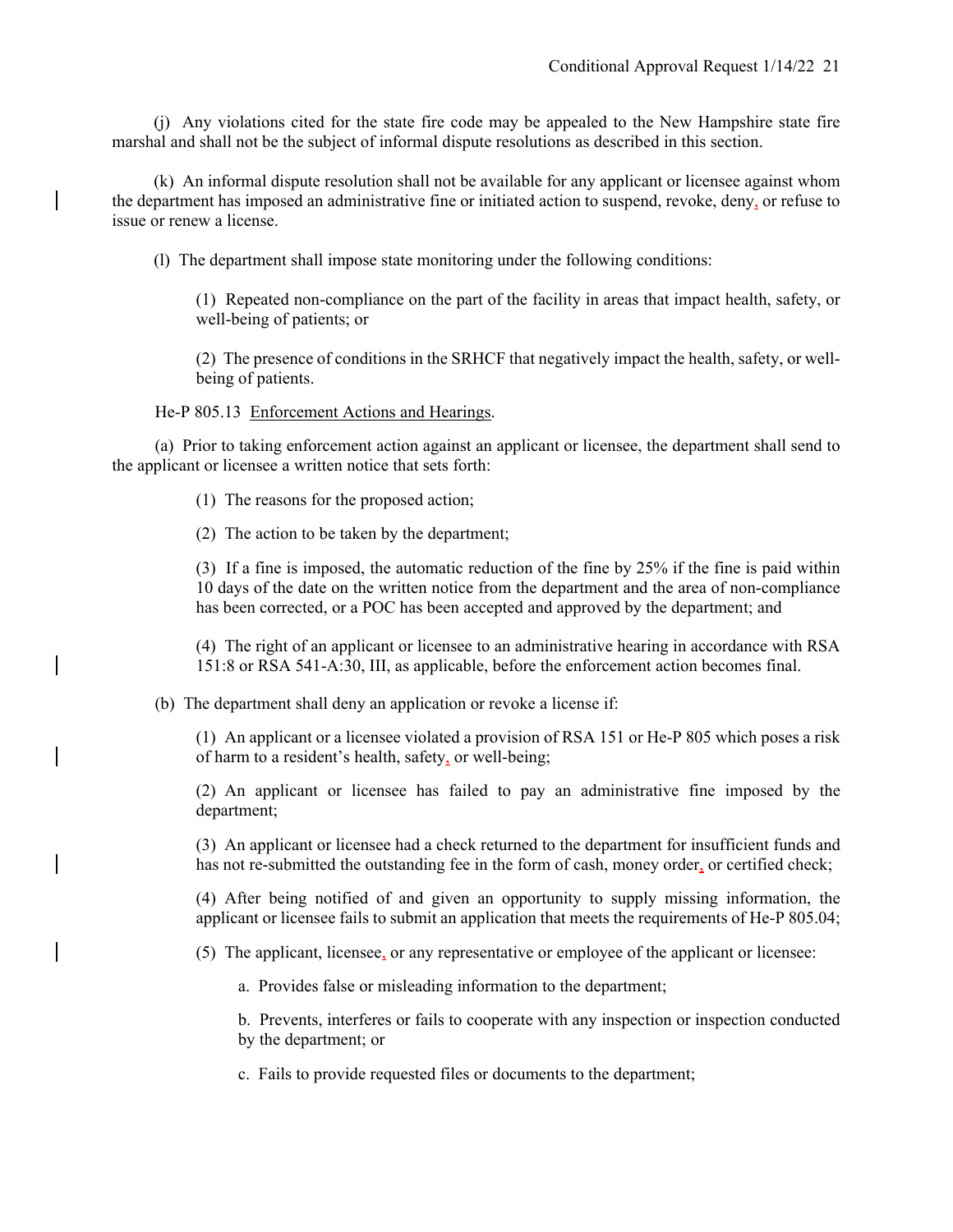(j) Any violations cited for the state fire code may be appealed to the New Hampshire state fire marshal and shall not be the subject of informal dispute resolutions as described in this section.

(k) An informal dispute resolution shall not be available for any applicant or licensee against whom the department has imposed an administrative fine or initiated action to suspend, revoke, deny, or refuse to issue or renew a license.

(l) The department shall impose state monitoring under the following conditions:

(1) Repeated non-compliance on the part of the facility in areas that impact health, safety, or well-being of patients; or

(2) The presence of conditions in the SRHCF that negatively impact the health, safety, or well-being of patients.

He-P 805.13 Enforcement Actions and Hearings.

(a) Prior to taking enforcement action against an applicant or licensee, the department shall send to the applicant or licensee a written notice that sets forth:

(1) The reasons for the proposed action;

(2) The action to be taken by the department;

(3) If a fine is imposed, the automatic reduction of the fine by 25% if the fine is paid within 10 days of the date on the written notice from the department and the area of non-compliance has been corrected, or a POC has been accepted and approved by the department; and

(4) The right of an applicant or licensee to an administrative hearing in accordance with RSA 151:8 or RSA 541-A:30, III, as applicable, before the enforcement action becomes final.

(b) The department shall deny an application or revoke a license if:

(1) An applicant or a licensee violated a provision of RSA 151 or He-P 805 which poses a risk of harm to a resident's health, safety, or well-being;

(2) An applicant or licensee has failed to pay an administrative fine imposed by the department;

(3) An applicant or licensee had a check returned to the department for insufficient funds and has not re-submitted the outstanding fee in the form of cash, money order, or certified check;

(4) After being notified of and given an opportunity to supply missing information, the applicant or licensee fails to submit an application that meets the requirements of He-P 805.04;

(5) The applicant, licensee, or any representative or employee of the applicant or licensee:

a. Provides false or misleading information to the department;

b. Prevents, interferes or fails to cooperate with any inspection or inspection conducted by the department; or

c. Fails to provide requested files or documents to the department;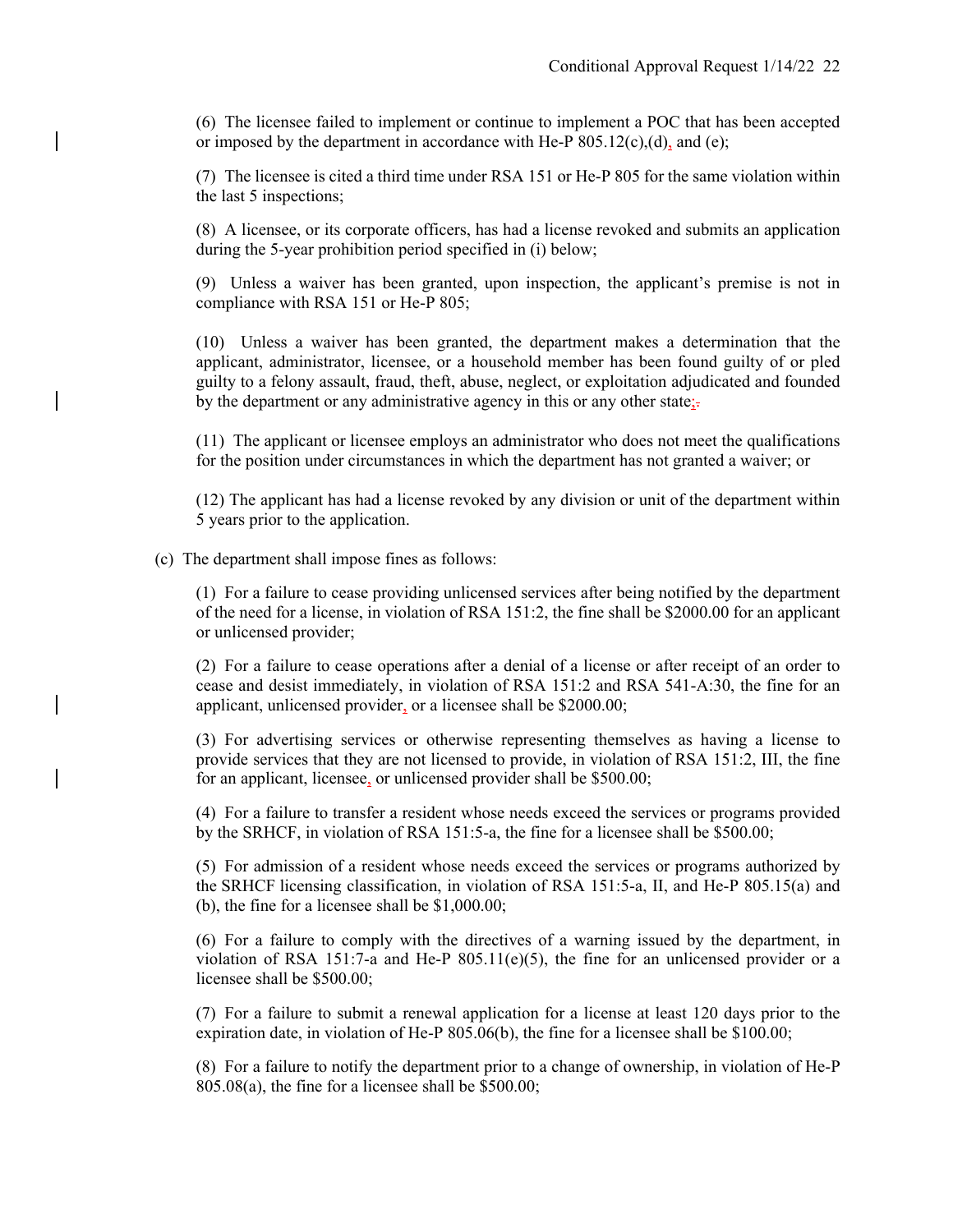(6) The licensee failed to implement or continue to implement a POC that has been accepted or imposed by the department in accordance with He-P 805.12(c),(d), and (e);

(7) The licensee is cited a third time under RSA 151 or He-P 805 for the same violation within the last 5 inspections;

(8) A licensee, or its corporate officers, has had a license revoked and submits an application during the 5-year prohibition period specified in (i) below;

(9) Unless a waiver has been granted, upon inspection, the applicant's premise is not in compliance with RSA 151 or He-P 805;

(10) Unless a waiver has been granted, the department makes a determination that the applicant, administrator, licensee, or a household member has been found guilty of or pled guilty to a felony assault, fraud, theft, abuse, neglect, or exploitation adjudicated and founded by the department or any administrative agency in this or any other state;

(11) The applicant or licensee employs an administrator who does not meet the qualifications for the position under circumstances in which the department has not granted a waiver; or

(12) The applicant has had a license revoked by any division or unit of the department within 5 years prior to the application.

(c) The department shall impose fines as follows:

(1) For a failure to cease providing unlicensed services after being notified by the department of the need for a license, in violation of RSA 151:2, the fine shall be $2000.00 for an applicant or unlicensed provider;

(2) For a failure to cease operations after a denial of a license or after receipt of an order to cease and desist immediately, in violation of RSA 151:2 and RSA 541-A:30, the fine for an applicant, unlicensed provider, or a licensee shall be $2000.00;

(3) For advertising services or otherwise representing themselves as having a license to provide services that they are not licensed to provide, in violation of RSA 151:2, III, the fine for an applicant, licensee, or unlicensed provider shall be $500.00;

(4) For a failure to transfer a resident whose needs exceed the services or programs provided by the SRHCF, in violation of RSA 151:5-a, the fine for a licensee shall be $500.00;

(5) For admission of a resident whose needs exceed the services or programs authorized by the SRHCF licensing classification, in violation of RSA 151:5-a, II, and He-P 805.15(a) and (b), the fine for a licensee shall be $1,000.00;

(6) For a failure to comply with the directives of a warning issued by the department, in violation of RSA 151:7-a and He-P 805.11(e)(5), the fine for an unlicensed provider or a licensee shall be $500.00;

(7) For a failure to submit a renewal application for a license at least 120 days prior to the expiration date, in violation of He-P 805.06(b), the fine for a licensee shall be $100.00;

(8) For a failure to notify the department prior to a change of ownership, in violation of He-P 805.08(a), the fine for a licensee shall be $500.00;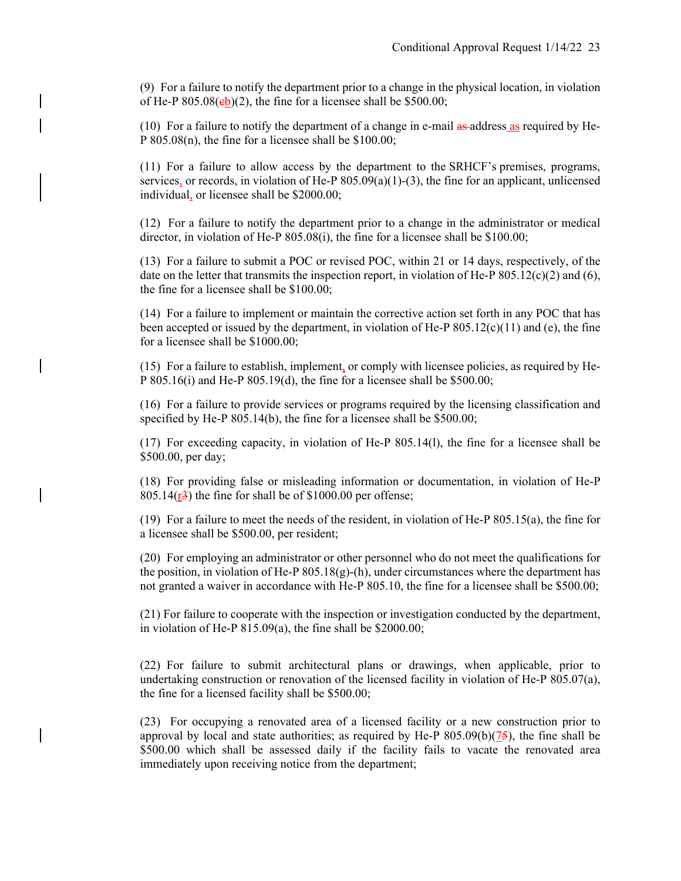(9) For a failure to notify the department prior to a change in the physical location, in violation of He-P 805.08(~~c~~b)(2), the fine for a licensee shall be $500.00;

(10) For a failure to notify the department of a change in e-mail ~~as~~ address as required by He-P 805.08(n), the fine for a licensee shall be $100.00;

(11) For a failure to allow access by the department to the SRHCF's premises, programs, services, or records, in violation of He-P 805.09(a)(1)-(3), the fine for an applicant, unlicensed individual, or licensee shall be $2000.00;

(12) For a failure to notify the department prior to a change in the administrator or medical director, in violation of He-P 805.08(i), the fine for a licensee shall be $100.00;

(13) For a failure to submit a POC or revised POC, within 21 or 14 days, respectively, of the date on the letter that transmits the inspection report, in violation of He-P 805.12(c)(2) and (6), the fine for a licensee shall be $100.00;

(14) For a failure to implement or maintain the corrective action set forth in any POC that has been accepted or issued by the department, in violation of He-P 805.12(c)(11) and (e), the fine for a licensee shall be $1000.00;

(15) For a failure to establish, implement, or comply with licensee policies, as required by He-P 805.16(i) and He-P 805.19(d), the fine for a licensee shall be $500.00;

(16) For a failure to provide services or programs required by the licensing classification and specified by He-P 805.14(b), the fine for a licensee shall be $500.00;

(17) For exceeding capacity, in violation of He-P 805.14(l), the fine for a licensee shall be $500.00, per day;

(18) For providing false or misleading information or documentation, in violation of He-P 805.14(r~~3~~) the fine for shall be of $1000.00 per offense;

(19) For a failure to meet the needs of the resident, in violation of He-P 805.15(a), the fine for a licensee shall be $500.00, per resident;

(20) For employing an administrator or other personnel who do not meet the qualifications for the position, in violation of He-P 805.18(g)-(h), under circumstances where the department has not granted a waiver in accordance with He-P 805.10, the fine for a licensee shall be $500.00;

(21) For failure to cooperate with the inspection or investigation conducted by the department, in violation of He-P 815.09(a), the fine shall be $2000.00;

(22) For failure to submit architectural plans or drawings, when applicable, prior to undertaking construction or renovation of the licensed facility in violation of He-P 805.07(a), the fine for a licensed facility shall be $500.00;

(23) For occupying a renovated area of a licensed facility or a new construction prior to approval by local and state authorities; as required by He-P 805.09(b)(7~~5~~), the fine shall be $500.00 which shall be assessed daily if the facility fails to vacate the renovated area immediately upon receiving notice from the department;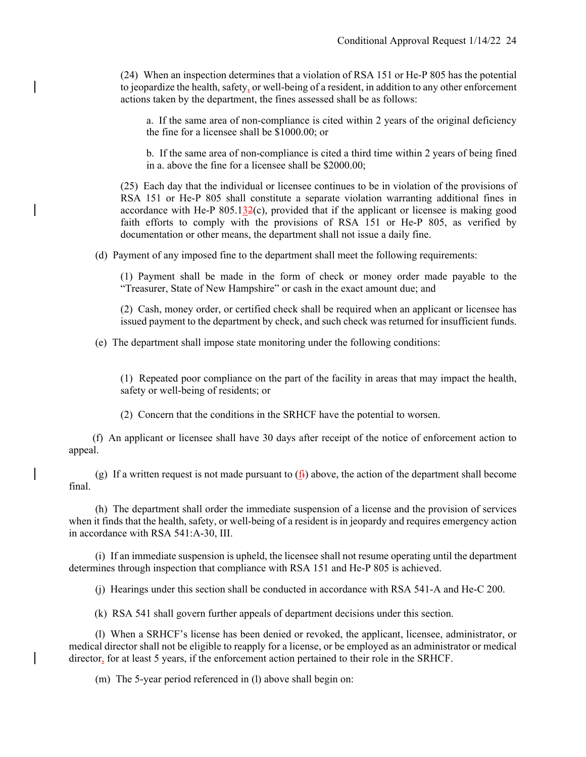(24) When an inspection determines that a violation of RSA 151 or He-P 805 has the potential to jeopardize the health, safety, or well-being of a resident, in addition to any other enforcement actions taken by the department, the fines assessed shall be as follows:

a. If the same area of non-compliance is cited within 2 years of the original deficiency the fine for a licensee shall be $1000.00; or

b. If the same area of non-compliance is cited a third time within 2 years of being fined in a. above the fine for a licensee shall be $2000.00;

(25) Each day that the individual or licensee continues to be in violation of the provisions of RSA 151 or He-P 805 shall constitute a separate violation warranting additional fines in accordance with He-P 805.13(c), provided that if the applicant or licensee is making good faith efforts to comply with the provisions of RSA 151 or He-P 805, as verified by documentation or other means, the department shall not issue a daily fine.

(d) Payment of any imposed fine to the department shall meet the following requirements:

(1) Payment shall be made in the form of check or money order made payable to the "Treasurer, State of New Hampshire" or cash in the exact amount due; and

(2) Cash, money order, or certified check shall be required when an applicant or licensee has issued payment to the department by check, and such check was returned for insufficient funds.

(e) The department shall impose state monitoring under the following conditions:

(1) Repeated poor compliance on the part of the facility in areas that may impact the health, safety or well-being of residents; or

(2) Concern that the conditions in the SRHCF have the potential to worsen.

(f) An applicant or licensee shall have 30 days after receipt of the notice of enforcement action to appeal.

(g) If a written request is not made pursuant to (f) above, the action of the department shall become final.

(h) The department shall order the immediate suspension of a license and the provision of services when it finds that the health, safety, or well-being of a resident is in jeopardy and requires emergency action in accordance with RSA 541:A-30, III.

(i) If an immediate suspension is upheld, the licensee shall not resume operating until the department determines through inspection that compliance with RSA 151 and He-P 805 is achieved.

(j) Hearings under this section shall be conducted in accordance with RSA 541-A and He-C 200.

(k) RSA 541 shall govern further appeals of department decisions under this section.

(l) When a SRHCF's license has been denied or revoked, the applicant, licensee, administrator, or medical director shall not be eligible to reapply for a license, or be employed as an administrator or medical director, for at least 5 years, if the enforcement action pertained to their role in the SRHCF.

(m) The 5-year period referenced in (l) above shall begin on: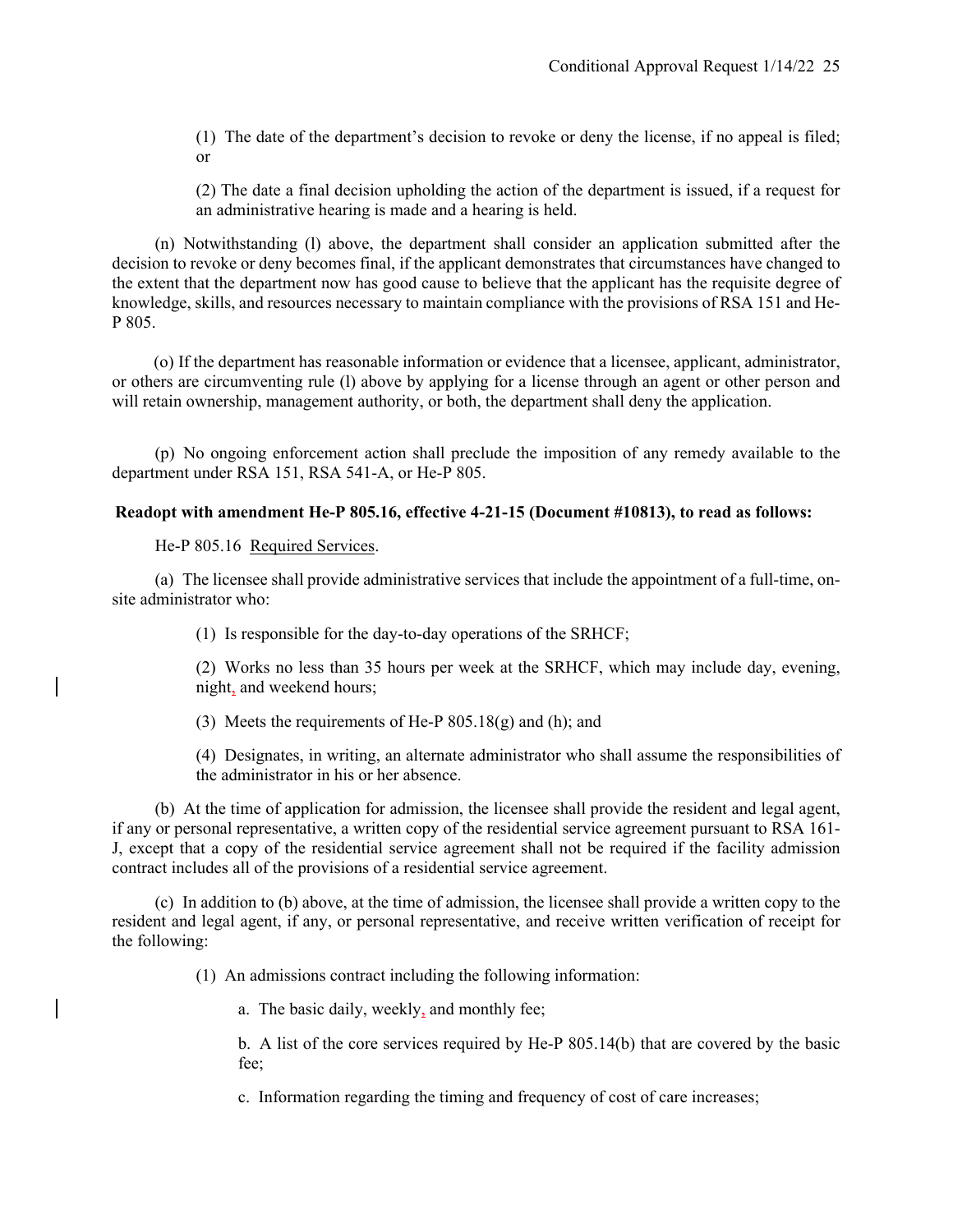(1) The date of the department's decision to revoke or deny the license, if no appeal is filed; or

(2) The date a final decision upholding the action of the department is issued, if a request for an administrative hearing is made and a hearing is held.

(n) Notwithstanding (l) above, the department shall consider an application submitted after the decision to revoke or deny becomes final, if the applicant demonstrates that circumstances have changed to the extent that the department now has good cause to believe that the applicant has the requisite degree of knowledge, skills, and resources necessary to maintain compliance with the provisions of RSA 151 and He-P 805.

(o) If the department has reasonable information or evidence that a licensee, applicant, administrator, or others are circumventing rule (l) above by applying for a license through an agent or other person and will retain ownership, management authority, or both, the department shall deny the application.

(p) No ongoing enforcement action shall preclude the imposition of any remedy available to the department under RSA 151, RSA 541-A, or He-P 805.

**Readopt with amendment He-P 805.16, effective 4-21-15 (Document #10813), to read as follows:**

He-P 805.16 Required Services.

(a) The licensee shall provide administrative services that include the appointment of a full-time, on-site administrator who:

(1) Is responsible for the day-to-day operations of the SRHCF;

(2) Works no less than 35 hours per week at the SRHCF, which may include day, evening, night, and weekend hours;

(3) Meets the requirements of He-P 805.18(g) and (h); and

(4) Designates, in writing, an alternate administrator who shall assume the responsibilities of the administrator in his or her absence.

(b) At the time of application for admission, the licensee shall provide the resident and legal agent, if any or personal representative, a written copy of the residential service agreement pursuant to RSA 161-J, except that a copy of the residential service agreement shall not be required if the facility admission contract includes all of the provisions of a residential service agreement.

(c) In addition to (b) above, at the time of admission, the licensee shall provide a written copy to the resident and legal agent, if any, or personal representative, and receive written verification of receipt for the following:

(1) An admissions contract including the following information:

a. The basic daily, weekly, and monthly fee;

b. A list of the core services required by He-P 805.14(b) that are covered by the basic fee;

c. Information regarding the timing and frequency of cost of care increases;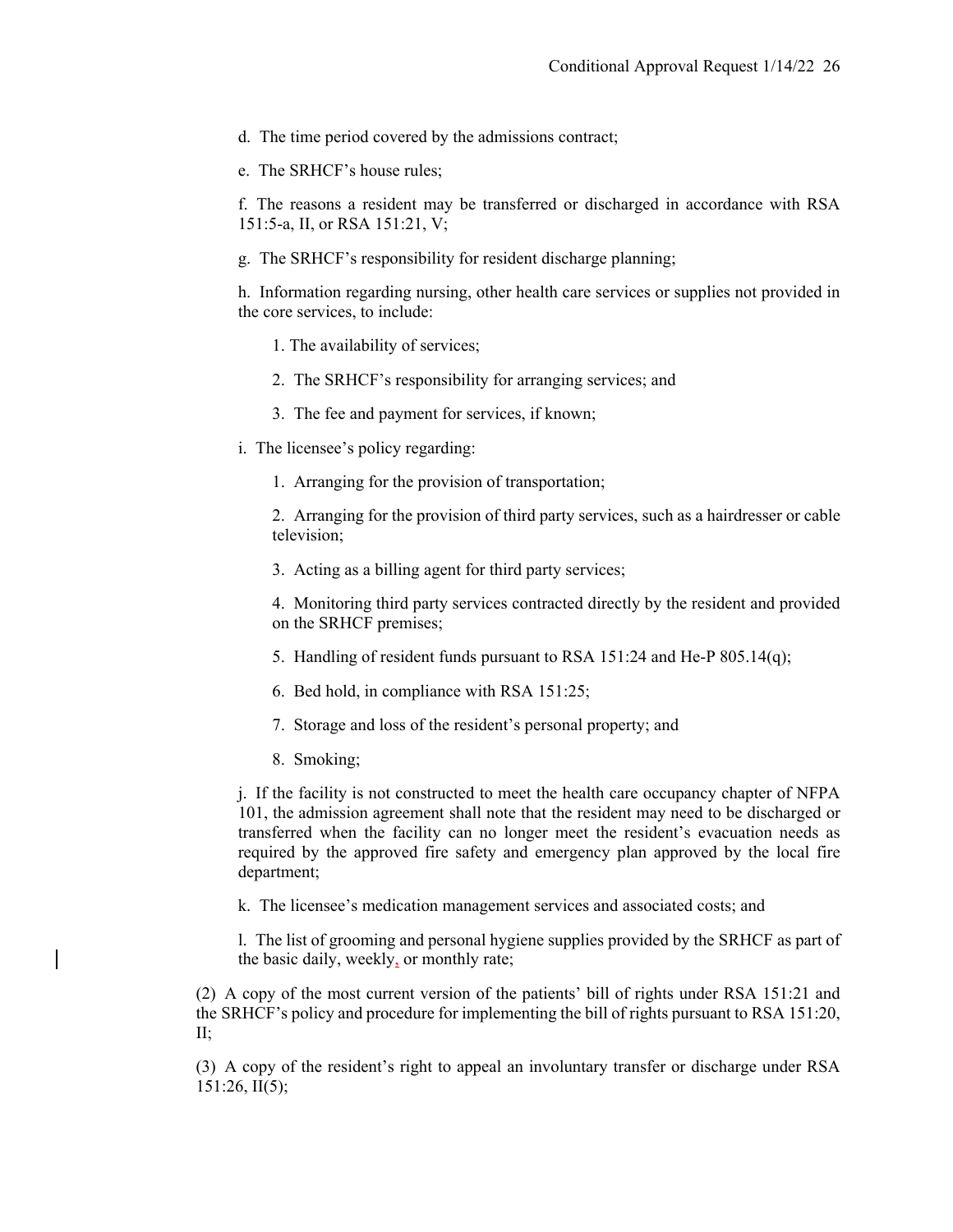d. The time period covered by the admissions contract;

e. The SRHCF's house rules;

f. The reasons a resident may be transferred or discharged in accordance with RSA 151:5-a, II, or RSA 151:21, V;

g. The SRHCF's responsibility for resident discharge planning;

h. Information regarding nursing, other health care services or supplies not provided in the core services, to include:

1. The availability of services;

2. The SRHCF's responsibility for arranging services; and

3. The fee and payment for services, if known;

i. The licensee's policy regarding:

1. Arranging for the provision of transportation;

2. Arranging for the provision of third party services, such as a hairdresser or cable television;

3. Acting as a billing agent for third party services;

4. Monitoring third party services contracted directly by the resident and provided on the SRHCF premises;

5. Handling of resident funds pursuant to RSA 151:24 and He-P 805.14(q);

6. Bed hold, in compliance with RSA 151:25;

7. Storage and loss of the resident's personal property; and

8. Smoking;

j. If the facility is not constructed to meet the health care occupancy chapter of NFPA 101, the admission agreement shall note that the resident may need to be discharged or transferred when the facility can no longer meet the resident's evacuation needs as required by the approved fire safety and emergency plan approved by the local fire department;

k. The licensee's medication management services and associated costs; and

l. The list of grooming and personal hygiene supplies provided by the SRHCF as part of the basic daily, weekly, or monthly rate;

(2) A copy of the most current version of the patients' bill of rights under RSA 151:21 and the SRHCF's policy and procedure for implementing the bill of rights pursuant to RSA 151:20, II;

(3) A copy of the resident's right to appeal an involuntary transfer or discharge under RSA 151:26, II(5);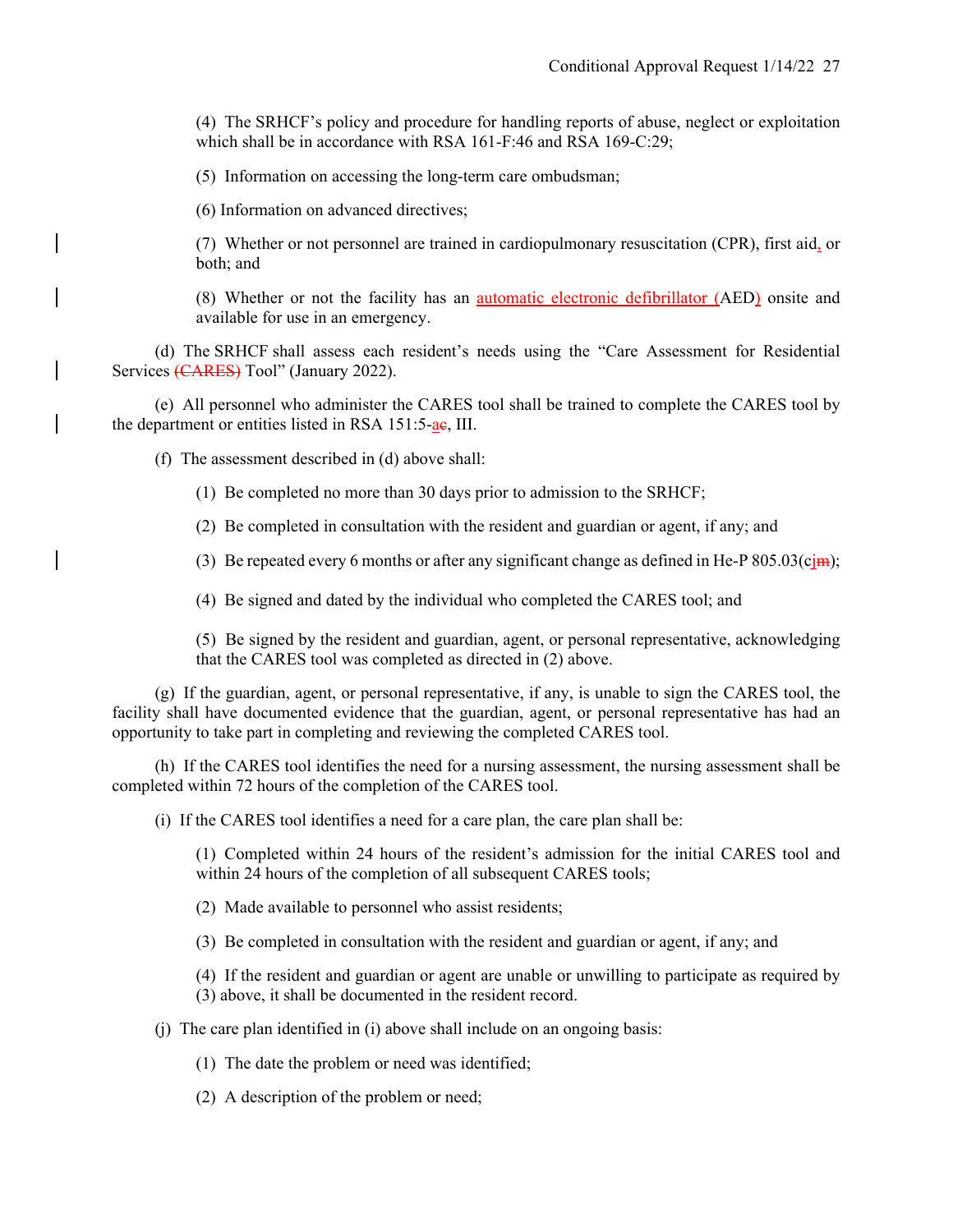(4) The SRHCF's policy and procedure for handling reports of abuse, neglect or exploitation which shall be in accordance with RSA 161-F:46 and RSA 169-C:29;

(5) Information on accessing the long-term care ombudsman;

(6) Information on advanced directives;

(7) Whether or not personnel are trained in cardiopulmonary resuscitation (CPR), first aid, or both; and

(8) Whether or not the facility has an automatic electronic defibrillator (AED) onsite and available for use in an emergency.

(d) The SRHCF shall assess each resident's needs using the "Care Assessment for Residential Services (CARES) Tool" (January 2022).

(e) All personnel who administer the CARES tool shall be trained to complete the CARES tool by the department or entities listed in RSA 151:5-ac, III.

(f) The assessment described in (d) above shall:

(1) Be completed no more than 30 days prior to admission to the SRHCF;

(2) Be completed in consultation with the resident and guardian or agent, if any; and

(3) Be repeated every 6 months or after any significant change as defined in He-P 805.03(cjm);

(4) Be signed and dated by the individual who completed the CARES tool; and

(5) Be signed by the resident and guardian, agent, or personal representative, acknowledging that the CARES tool was completed as directed in (2) above.

(g) If the guardian, agent, or personal representative, if any, is unable to sign the CARES tool, the facility shall have documented evidence that the guardian, agent, or personal representative has had an opportunity to take part in completing and reviewing the completed CARES tool.

(h) If the CARES tool identifies the need for a nursing assessment, the nursing assessment shall be completed within 72 hours of the completion of the CARES tool.

(i) If the CARES tool identifies a need for a care plan, the care plan shall be:

(1) Completed within 24 hours of the resident's admission for the initial CARES tool and within 24 hours of the completion of all subsequent CARES tools;

(2) Made available to personnel who assist residents;

(3) Be completed in consultation with the resident and guardian or agent, if any; and

(4) If the resident and guardian or agent are unable or unwilling to participate as required by (3) above, it shall be documented in the resident record.

(j) The care plan identified in (i) above shall include on an ongoing basis:

(1) The date the problem or need was identified;

(2) A description of the problem or need;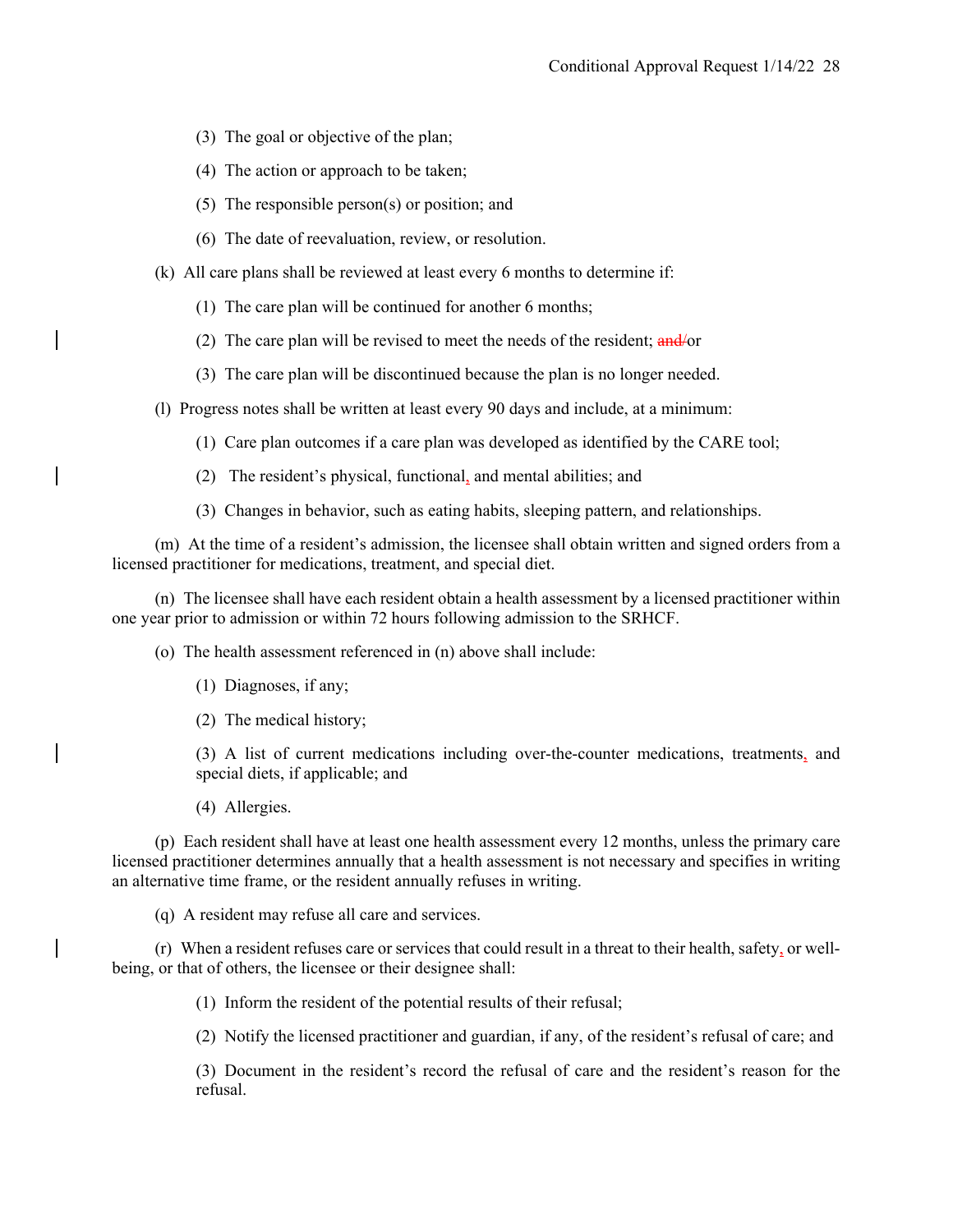(3) The goal or objective of the plan;

(4) The action or approach to be taken;

(5) The responsible person(s) or position; and

(6) The date of reevaluation, review, or resolution.

(k) All care plans shall be reviewed at least every 6 months to determine if:

(1) The care plan will be continued for another 6 months;

(2) The care plan will be revised to meet the needs of the resident; ~~and/~~or

(3) The care plan will be discontinued because the plan is no longer needed.

(l) Progress notes shall be written at least every 90 days and include, at a minimum:

(1) Care plan outcomes if a care plan was developed as identified by the CARE tool;

(2) The resident's physical, functional, and mental abilities; and

(3) Changes in behavior, such as eating habits, sleeping pattern, and relationships.

(m) At the time of a resident's admission, the licensee shall obtain written and signed orders from a licensed practitioner for medications, treatment, and special diet.

(n) The licensee shall have each resident obtain a health assessment by a licensed practitioner within one year prior to admission or within 72 hours following admission to the SRHCF.

(o) The health assessment referenced in (n) above shall include:

(1) Diagnoses, if any;

(2) The medical history;

(3) A list of current medications including over-the-counter medications, treatments, and special diets, if applicable; and

(4) Allergies.

(p) Each resident shall have at least one health assessment every 12 months, unless the primary care licensed practitioner determines annually that a health assessment is not necessary and specifies in writing an alternative time frame, or the resident annually refuses in writing.

(q) A resident may refuse all care and services.

(r) When a resident refuses care or services that could result in a threat to their health, safety, or well-being, or that of others, the licensee or their designee shall:

(1) Inform the resident of the potential results of their refusal;

(2) Notify the licensed practitioner and guardian, if any, of the resident's refusal of care; and

(3) Document in the resident's record the refusal of care and the resident's reason for the refusal.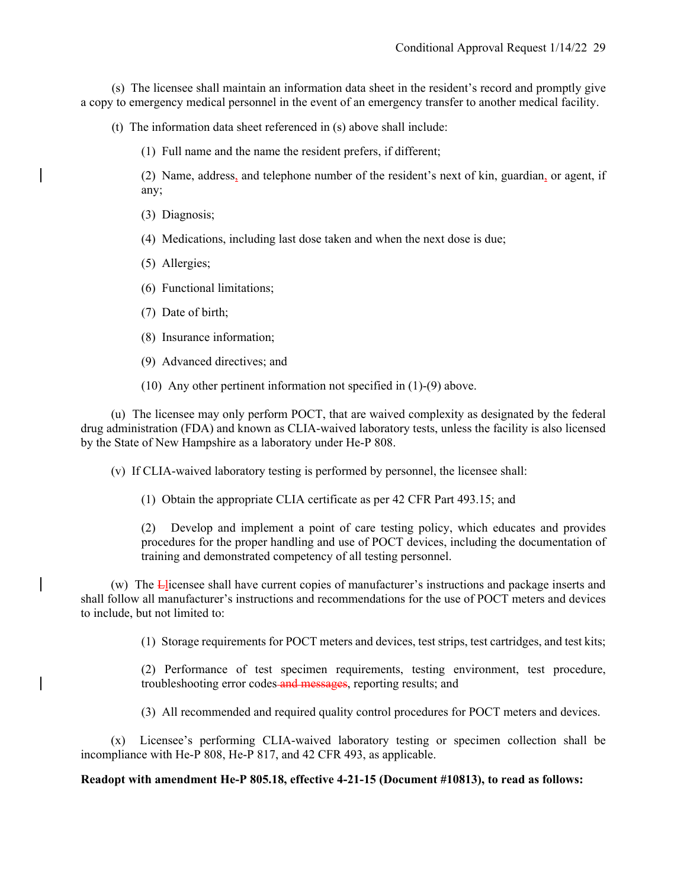(s)  The licensee shall maintain an information data sheet in the resident's record and promptly give a copy to emergency medical personnel in the event of an emergency transfer to another medical facility.

(t)  The information data sheet referenced in (s) above shall include:

(1)  Full name and the name the resident prefers, if different;

(2)  Name, address, and telephone number of the resident's next of kin, guardian, or agent, if any;

(3)  Diagnosis;

(4)  Medications, including last dose taken and when the next dose is due;

(5)  Allergies;

(6)  Functional limitations;

(7)  Date of birth;

(8)  Insurance information;

(9)  Advanced directives; and

(10)  Any other pertinent information not specified in (1)-(9) above.

(u)  The licensee may only perform POCT, that are waived complexity as designated by the federal drug administration (FDA) and known as CLIA-waived laboratory tests, unless the facility is also licensed by the State of New Hampshire as a laboratory under He-P 808.

(v)  If CLIA-waived laboratory testing is performed by personnel, the licensee shall:

(1)  Obtain the appropriate CLIA certificate as per 42 CFR Part 493.15; and

(2)  Develop and implement a point of care testing policy, which educates and provides procedures for the proper handling and use of POCT devices, including the documentation of training and demonstrated competency of all testing personnel.

(w)  The ~~L~~licensee shall have current copies of manufacturer's instructions and package inserts and shall follow all manufacturer's instructions and recommendations for the use of POCT meters and devices to include, but not limited to:

(1)  Storage requirements for POCT meters and devices, test strips, test cartridges, and test kits;

(2)  Performance of test specimen requirements, testing environment, test procedure, troubleshooting error codes ~~and messages~~, reporting results; and

(3)  All recommended and required quality control procedures for POCT meters and devices.

(x)  Licensee's performing CLIA-waived laboratory testing or specimen collection shall be incompliance with He-P 808, He-P 817, and 42 CFR 493, as applicable.

**Readopt with amendment He-P 805.18, effective 4-21-15 (Document #10813), to read as follows:**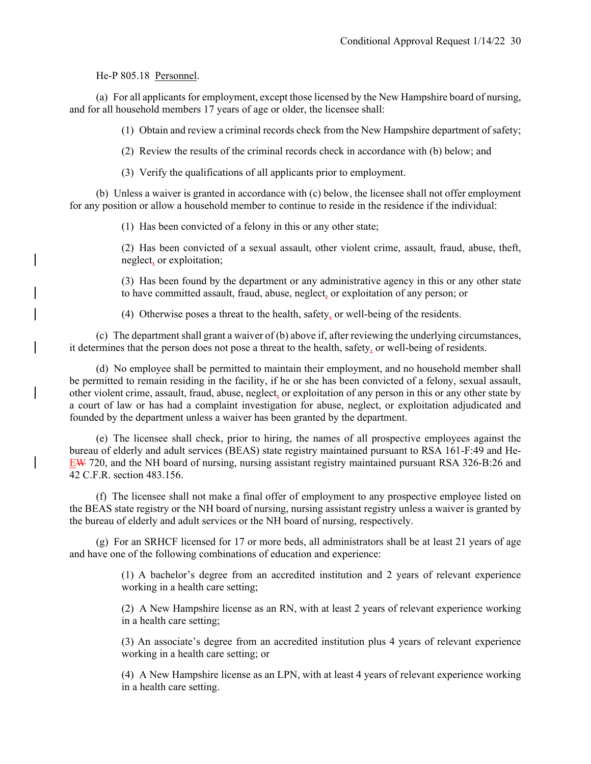He-P 805.18 Personnel.

(a) For all applicants for employment, except those licensed by the New Hampshire board of nursing, and for all household members 17 years of age or older, the licensee shall:

(1) Obtain and review a criminal records check from the New Hampshire department of safety;

(2) Review the results of the criminal records check in accordance with (b) below; and

(3) Verify the qualifications of all applicants prior to employment.

(b) Unless a waiver is granted in accordance with (c) below, the licensee shall not offer employment for any position or allow a household member to continue to reside in the residence if the individual:

(1) Has been convicted of a felony in this or any other state;

(2) Has been convicted of a sexual assault, other violent crime, assault, fraud, abuse, theft, neglect, or exploitation;

(3) Has been found by the department or any administrative agency in this or any other state to have committed assault, fraud, abuse, neglect, or exploitation of any person; or

(4) Otherwise poses a threat to the health, safety, or well-being of the residents.

(c) The department shall grant a waiver of (b) above if, after reviewing the underlying circumstances, it determines that the person does not pose a threat to the health, safety, or well-being of residents.

(d) No employee shall be permitted to maintain their employment, and no household member shall be permitted to remain residing in the facility, if he or she has been convicted of a felony, sexual assault, other violent crime, assault, fraud, abuse, neglect, or exploitation of any person in this or any other state by a court of law or has had a complaint investigation for abuse, neglect, or exploitation adjudicated and founded by the department unless a waiver has been granted by the department.

(e) The licensee shall check, prior to hiring, the names of all prospective employees against the bureau of elderly and adult services (BEAS) state registry maintained pursuant to RSA 161-F:49 and He-E~~W~~ 720, and the NH board of nursing, nursing assistant registry maintained pursuant RSA 326-B:26 and 42 C.F.R. section 483.156.

(f) The licensee shall not make a final offer of employment to any prospective employee listed on the BEAS state registry or the NH board of nursing, nursing assistant registry unless a waiver is granted by the bureau of elderly and adult services or the NH board of nursing, respectively.

(g) For an SRHCF licensed for 17 or more beds, all administrators shall be at least 21 years of age and have one of the following combinations of education and experience:

(1) A bachelor's degree from an accredited institution and 2 years of relevant experience working in a health care setting;

(2) A New Hampshire license as an RN, with at least 2 years of relevant experience working in a health care setting;

(3) An associate's degree from an accredited institution plus 4 years of relevant experience working in a health care setting; or

(4) A New Hampshire license as an LPN, with at least 4 years of relevant experience working in a health care setting.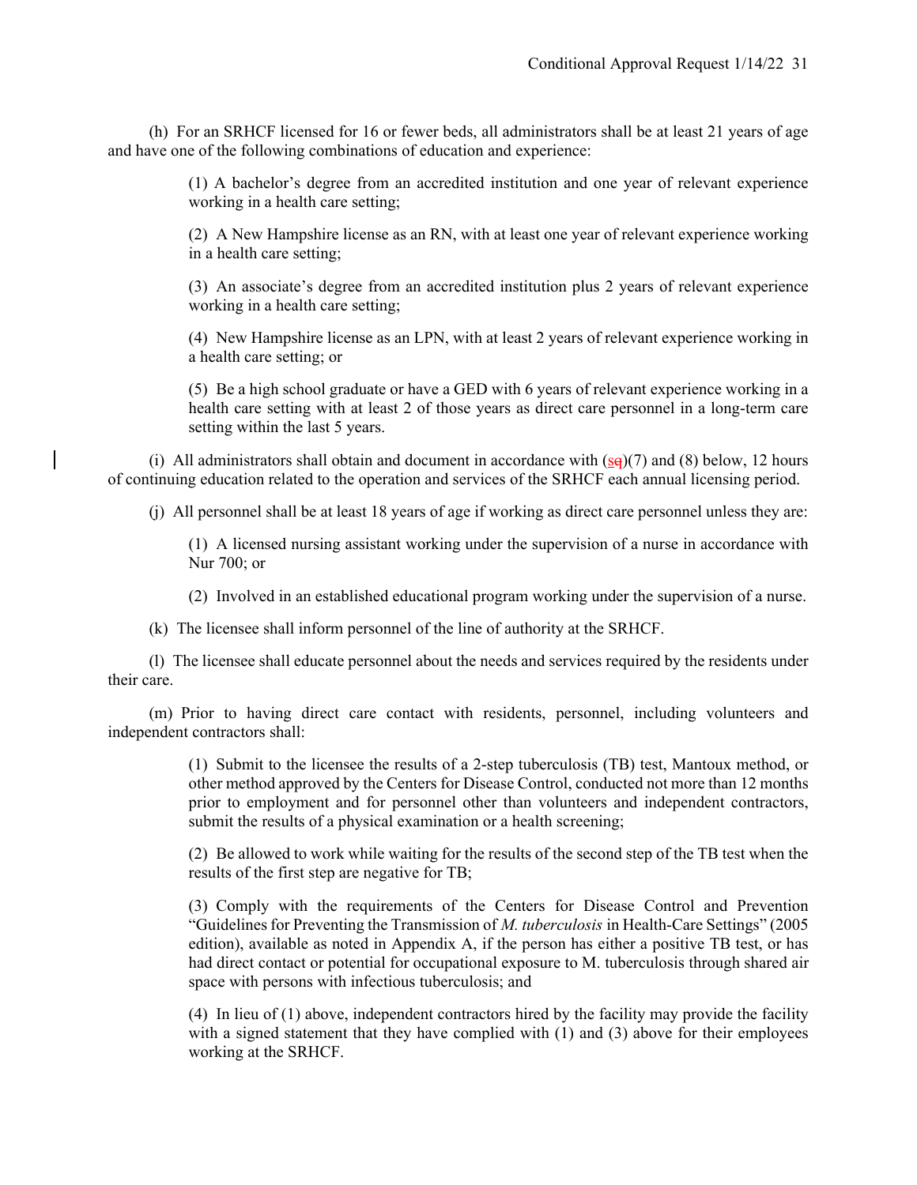(h) For an SRHCF licensed for 16 or fewer beds, all administrators shall be at least 21 years of age and have one of the following combinations of education and experience:

> (1) A bachelor's degree from an accredited institution and one year of relevant experience working in a health care setting;
>
> (2) A New Hampshire license as an RN, with at least one year of relevant experience working in a health care setting;
>
> (3) An associate's degree from an accredited institution plus 2 years of relevant experience working in a health care setting;
>
> (4) New Hampshire license as an LPN, with at least 2 years of relevant experience working in a health care setting; or
>
> (5) Be a high school graduate or have a GED with 6 years of relevant experience working in a health care setting with at least 2 of those years as direct care personnel in a long-term care setting within the last 5 years.

(i) All administrators shall obtain and document in accordance with (sq)(7) and (8) below, 12 hours of continuing education related to the operation and services of the SRHCF each annual licensing period.

(j) All personnel shall be at least 18 years of age if working as direct care personnel unless they are:

> (1) A licensed nursing assistant working under the supervision of a nurse in accordance with Nur 700; or
>
> (2) Involved in an established educational program working under the supervision of a nurse.

(k) The licensee shall inform personnel of the line of authority at the SRHCF.

(l) The licensee shall educate personnel about the needs and services required by the residents under their care.

(m) Prior to having direct care contact with residents, personnel, including volunteers and independent contractors shall:

> (1) Submit to the licensee the results of a 2-step tuberculosis (TB) test, Mantoux method, or other method approved by the Centers for Disease Control, conducted not more than 12 months prior to employment and for personnel other than volunteers and independent contractors, submit the results of a physical examination or a health screening;
>
> (2) Be allowed to work while waiting for the results of the second step of the TB test when the results of the first step are negative for TB;
>
> (3) Comply with the requirements of the Centers for Disease Control and Prevention "Guidelines for Preventing the Transmission of *M. tuberculosis* in Health-Care Settings" (2005 edition), available as noted in Appendix A, if the person has either a positive TB test, or has had direct contact or potential for occupational exposure to M. tuberculosis through shared air space with persons with infectious tuberculosis; and
>
> (4) In lieu of (1) above, independent contractors hired by the facility may provide the facility with a signed statement that they have complied with (1) and (3) above for their employees working at the SRHCF.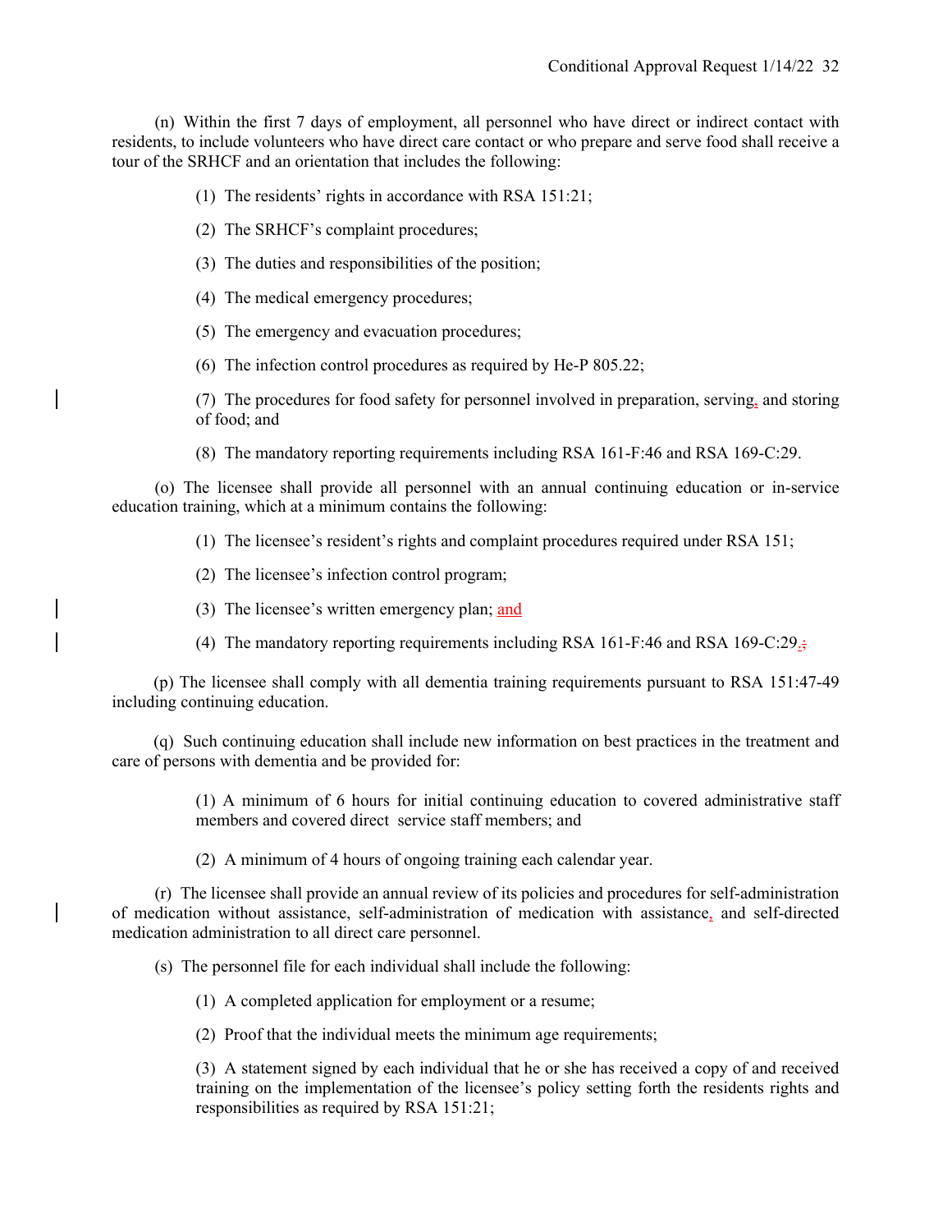(n) Within the first 7 days of employment, all personnel who have direct or indirect contact with residents, to include volunteers who have direct care contact or who prepare and serve food shall receive a tour of the SRHCF and an orientation that includes the following:

(1) The residents' rights in accordance with RSA 151:21;

(2) The SRHCF's complaint procedures;

(3) The duties and responsibilities of the position;

(4) The medical emergency procedures;

(5) The emergency and evacuation procedures;

(6) The infection control procedures as required by He-P 805.22;

(7) The procedures for food safety for personnel involved in preparation, serving, and storing of food; and

(8) The mandatory reporting requirements including RSA 161-F:46 and RSA 169-C:29.

(o) The licensee shall provide all personnel with an annual continuing education or in-service education training, which at a minimum contains the following:

(1) The licensee's resident's rights and complaint procedures required under RSA 151;

(2) The licensee's infection control program;

(3) The licensee's written emergency plan; and

(4) The mandatory reporting requirements including RSA 161-F:46 and RSA 169-C:29.;

(p) The licensee shall comply with all dementia training requirements pursuant to RSA 151:47-49 including continuing education.

(q) Such continuing education shall include new information on best practices in the treatment and care of persons with dementia and be provided for:

(1) A minimum of 6 hours for initial continuing education to covered administrative staff members and covered direct service staff members; and

(2) A minimum of 4 hours of ongoing training each calendar year.

(r) The licensee shall provide an annual review of its policies and procedures for self-administration of medication without assistance, self-administration of medication with assistance, and self-directed medication administration to all direct care personnel.

(s) The personnel file for each individual shall include the following:

(1) A completed application for employment or a resume;

(2) Proof that the individual meets the minimum age requirements;

(3) A statement signed by each individual that he or she has received a copy of and received training on the implementation of the licensee's policy setting forth the residents rights and responsibilities as required by RSA 151:21;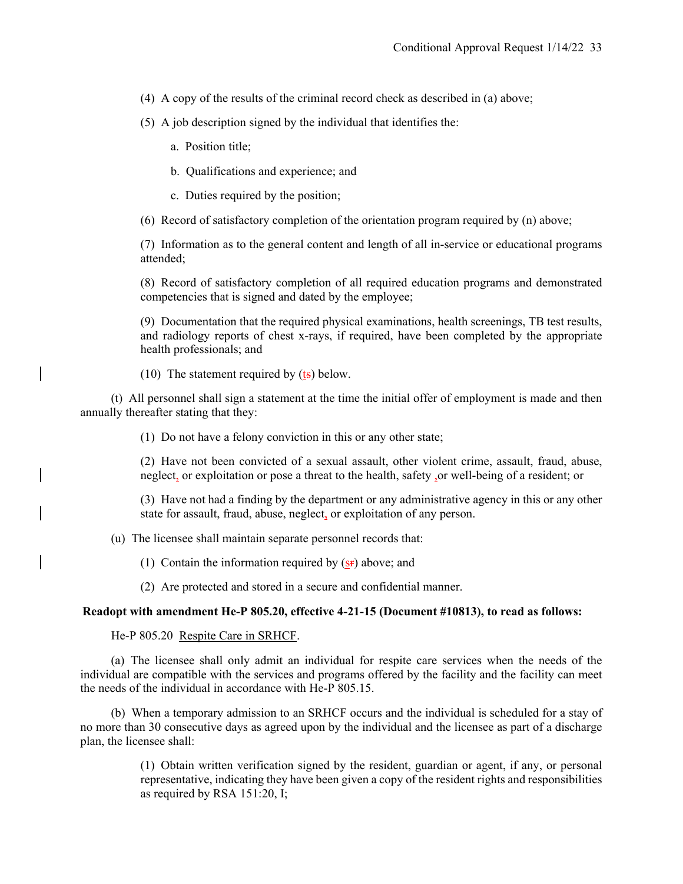(4) A copy of the results of the criminal record check as described in (a) above;

(5) A job description signed by the individual that identifies the:

a. Position title;

b. Qualifications and experience; and

c. Duties required by the position;

(6) Record of satisfactory completion of the orientation program required by (n) above;

(7) Information as to the general content and length of all in-service or educational programs attended;

(8) Record of satisfactory completion of all required education programs and demonstrated competencies that is signed and dated by the employee;

(9) Documentation that the required physical examinations, health screenings, TB test results, and radiology reports of chest x-rays, if required, have been completed by the appropriate health professionals; and

(10) The statement required by (ts) below.

(t) All personnel shall sign a statement at the time the initial offer of employment is made and then annually thereafter stating that they:

(1) Do not have a felony conviction in this or any other state;

(2) Have not been convicted of a sexual assault, other violent crime, assault, fraud, abuse, neglect, or exploitation or pose a threat to the health, safety ,or well-being of a resident; or

(3) Have not had a finding by the department or any administrative agency in this or any other state for assault, fraud, abuse, neglect, or exploitation of any person.

(u) The licensee shall maintain separate personnel records that:

(1) Contain the information required by (sr) above; and

(2) Are protected and stored in a secure and confidential manner.

**Readopt with amendment He-P 805.20, effective 4-21-15 (Document #10813), to read as follows:**

He-P 805.20 Respite Care in SRHCF.

(a) The licensee shall only admit an individual for respite care services when the needs of the individual are compatible with the services and programs offered by the facility and the facility can meet the needs of the individual in accordance with He-P 805.15.

(b) When a temporary admission to an SRHCF occurs and the individual is scheduled for a stay of no more than 30 consecutive days as agreed upon by the individual and the licensee as part of a discharge plan, the licensee shall:

(1) Obtain written verification signed by the resident, guardian or agent, if any, or personal representative, indicating they have been given a copy of the resident rights and responsibilities as required by RSA 151:20, I;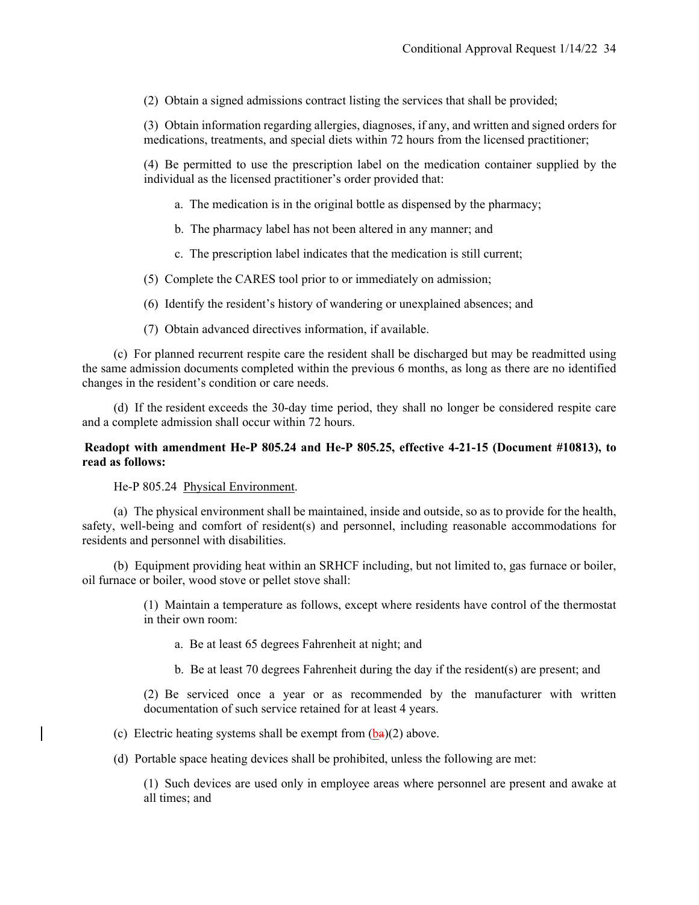(2) Obtain a signed admissions contract listing the services that shall be provided;

(3) Obtain information regarding allergies, diagnoses, if any, and written and signed orders for medications, treatments, and special diets within 72 hours from the licensed practitioner;

(4) Be permitted to use the prescription label on the medication container supplied by the individual as the licensed practitioner's order provided that:

a. The medication is in the original bottle as dispensed by the pharmacy;

b. The pharmacy label has not been altered in any manner; and

c. The prescription label indicates that the medication is still current;

(5) Complete the CARES tool prior to or immediately on admission;

(6) Identify the resident's history of wandering or unexplained absences; and

(7) Obtain advanced directives information, if available.

(c) For planned recurrent respite care the resident shall be discharged but may be readmitted using the same admission documents completed within the previous 6 months, as long as there are no identified changes in the resident's condition or care needs.

(d) If the resident exceeds the 30-day time period, they shall no longer be considered respite care and a complete admission shall occur within 72 hours.

**Readopt with amendment He-P 805.24 and He-P 805.25, effective 4-21-15 (Document #10813), to read as follows:**

He-P 805.24 Physical Environment.

(a) The physical environment shall be maintained, inside and outside, so as to provide for the health, safety, well-being and comfort of resident(s) and personnel, including reasonable accommodations for residents and personnel with disabilities.

(b) Equipment providing heat within an SRHCF including, but not limited to, gas furnace or boiler, oil furnace or boiler, wood stove or pellet stove shall:

(1) Maintain a temperature as follows, except where residents have control of the thermostat in their own room:

a. Be at least 65 degrees Fahrenheit at night; and

b. Be at least 70 degrees Fahrenheit during the day if the resident(s) are present; and

(2) Be serviced once a year or as recommended by the manufacturer with written documentation of such service retained for at least 4 years.

(c) Electric heating systems shall be exempt from (b~~a~~)(2) above.

(d) Portable space heating devices shall be prohibited, unless the following are met:

(1) Such devices are used only in employee areas where personnel are present and awake at all times; and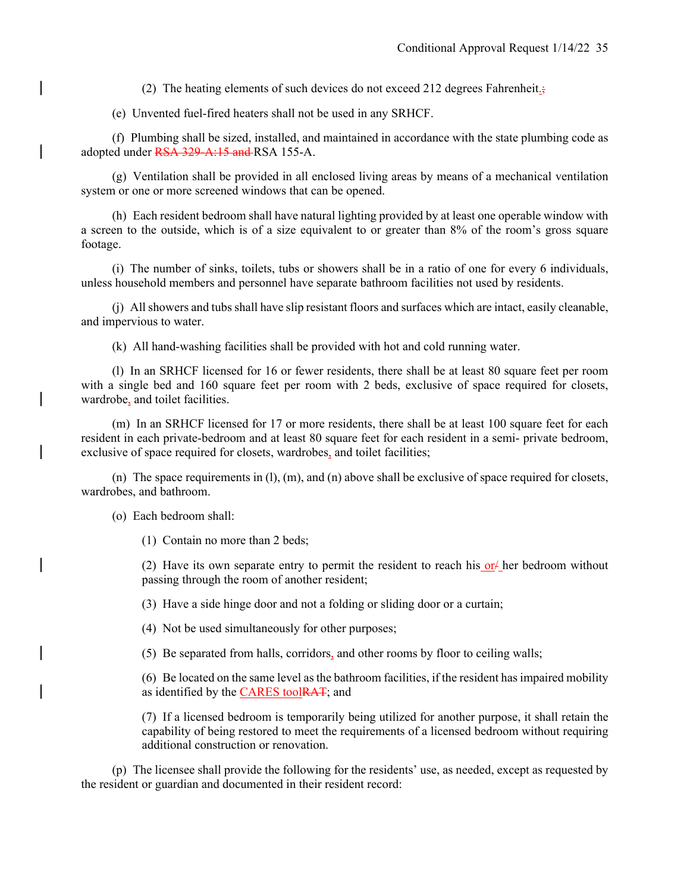(2) The heating elements of such devices do not exceed 212 degrees Fahrenheit.;

(e) Unvented fuel-fired heaters shall not be used in any SRHCF.

(f) Plumbing shall be sized, installed, and maintained in accordance with the state plumbing code as adopted under RSA 329-A:15 and RSA 155-A.

(g) Ventilation shall be provided in all enclosed living areas by means of a mechanical ventilation system or one or more screened windows that can be opened.

(h) Each resident bedroom shall have natural lighting provided by at least one operable window with a screen to the outside, which is of a size equivalent to or greater than 8% of the room's gross square footage.

(i) The number of sinks, toilets, tubs or showers shall be in a ratio of one for every 6 individuals, unless household members and personnel have separate bathroom facilities not used by residents.

(j) All showers and tubs shall have slip resistant floors and surfaces which are intact, easily cleanable, and impervious to water.

(k) All hand-washing facilities shall be provided with hot and cold running water.

(l) In an SRHCF licensed for 16 or fewer residents, there shall be at least 80 square feet per room with a single bed and 160 square feet per room with 2 beds, exclusive of space required for closets, wardrobe, and toilet facilities.

(m) In an SRHCF licensed for 17 or more residents, there shall be at least 100 square feet for each resident in each private-bedroom and at least 80 square feet for each resident in a semi- private bedroom, exclusive of space required for closets, wardrobes, and toilet facilities;

(n) The space requirements in (l), (m), and (n) above shall be exclusive of space required for closets, wardrobes, and bathroom.

(o) Each bedroom shall:

(1) Contain no more than 2 beds;

(2) Have its own separate entry to permit the resident to reach his or/ her bedroom without passing through the room of another resident;

(3) Have a side hinge door and not a folding or sliding door or a curtain;

(4) Not be used simultaneously for other purposes;

(5) Be separated from halls, corridors, and other rooms by floor to ceiling walls;

(6) Be located on the same level as the bathroom facilities, if the resident has impaired mobility as identified by the CARES toolRAT; and

(7) If a licensed bedroom is temporarily being utilized for another purpose, it shall retain the capability of being restored to meet the requirements of a licensed bedroom without requiring additional construction or renovation.

(p) The licensee shall provide the following for the residents' use, as needed, except as requested by the resident or guardian and documented in their resident record: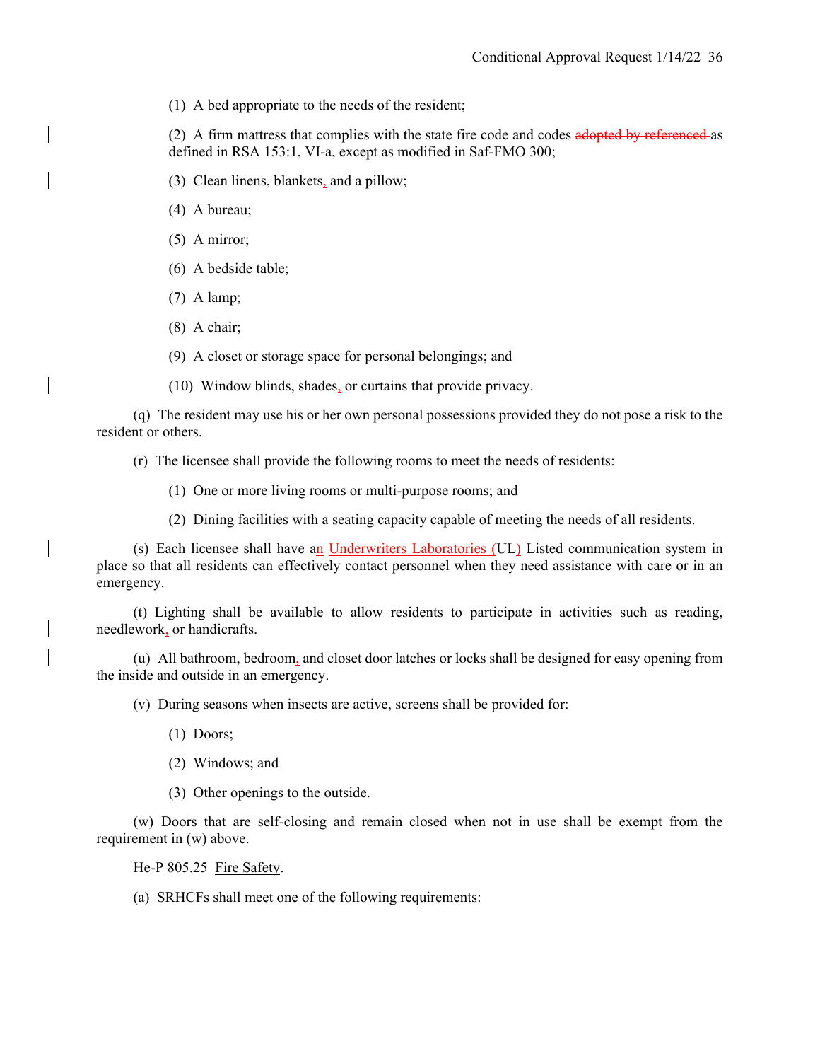(1) A bed appropriate to the needs of the resident;

(2) A firm mattress that complies with the state fire code and codes ~~adopted by referenced~~ as defined in RSA 153:1, VI-a, except as modified in Saf-FMO 300;

(3) Clean linens, blankets, and a pillow;

(4) A bureau;

(5) A mirror;

(6) A bedside table;

(7) A lamp;

(8) A chair;

(9) A closet or storage space for personal belongings; and

(10) Window blinds, shades, or curtains that provide privacy.

(q) The resident may use his or her own personal possessions provided they do not pose a risk to the resident or others.

(r) The licensee shall provide the following rooms to meet the needs of residents:

(1) One or more living rooms or multi-purpose rooms; and

(2) Dining facilities with a seating capacity capable of meeting the needs of all residents.

(s) Each licensee shall have an Underwriters Laboratories (UL) Listed communication system in place so that all residents can effectively contact personnel when they need assistance with care or in an emergency.

(t) Lighting shall be available to allow residents to participate in activities such as reading, needlework, or handicrafts.

(u) All bathroom, bedroom, and closet door latches or locks shall be designed for easy opening from the inside and outside in an emergency.

(v) During seasons when insects are active, screens shall be provided for:

(1) Doors;

(2) Windows; and

(3) Other openings to the outside.

(w) Doors that are self-closing and remain closed when not in use shall be exempt from the requirement in (w) above.

He-P 805.25 Fire Safety.

(a) SRHCFs shall meet one of the following requirements: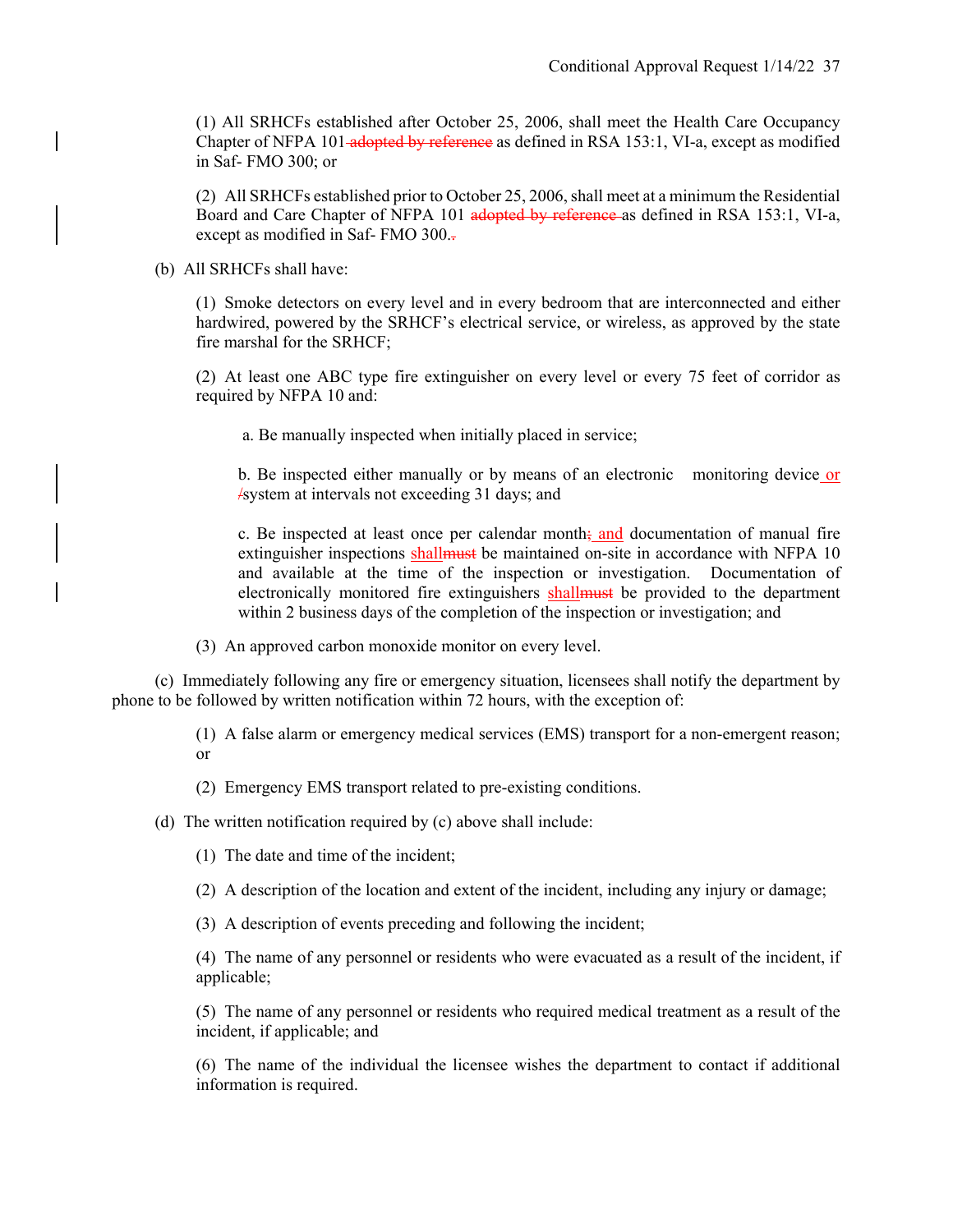(1) All SRHCFs established after October 25, 2006, shall meet the Health Care Occupancy Chapter of NFPA 101 ~~adopted by reference~~ as defined in RSA 153:1, VI-a, except as modified in Saf- FMO 300; or

(2) All SRHCFs established prior to October 25, 2006, shall meet at a minimum the Residential Board and Care Chapter of NFPA 101 ~~adopted by reference~~ as defined in RSA 153:1, VI-a, except as modified in Saf- FMO 300.~~.~~

(b) All SRHCFs shall have:

(1) Smoke detectors on every level and in every bedroom that are interconnected and either hardwired, powered by the SRHCF's electrical service, or wireless, as approved by the state fire marshal for the SRHCF;

(2) At least one ABC type fire extinguisher on every level or every 75 feet of corridor as required by NFPA 10 and:

a. Be manually inspected when initially placed in service;

b. Be inspected either manually or by means of an electronic monitoring device or ~~/~~system at intervals not exceeding 31 days; and

c. Be inspected at least once per calendar month~~;~~ and documentation of manual fire extinguisher inspections shall~~must~~ be maintained on-site in accordance with NFPA 10 and available at the time of the inspection or investigation. Documentation of electronically monitored fire extinguishers shall~~must~~ be provided to the department within 2 business days of the completion of the inspection or investigation; and

(3) An approved carbon monoxide monitor on every level.

(c) Immediately following any fire or emergency situation, licensees shall notify the department by phone to be followed by written notification within 72 hours, with the exception of:

(1) A false alarm or emergency medical services (EMS) transport for a non-emergent reason; or

(2) Emergency EMS transport related to pre-existing conditions.

(d) The written notification required by (c) above shall include:

(1) The date and time of the incident;

(2) A description of the location and extent of the incident, including any injury or damage;

(3) A description of events preceding and following the incident;

(4) The name of any personnel or residents who were evacuated as a result of the incident, if applicable;

(5) The name of any personnel or residents who required medical treatment as a result of the incident, if applicable; and

(6) The name of the individual the licensee wishes the department to contact if additional information is required.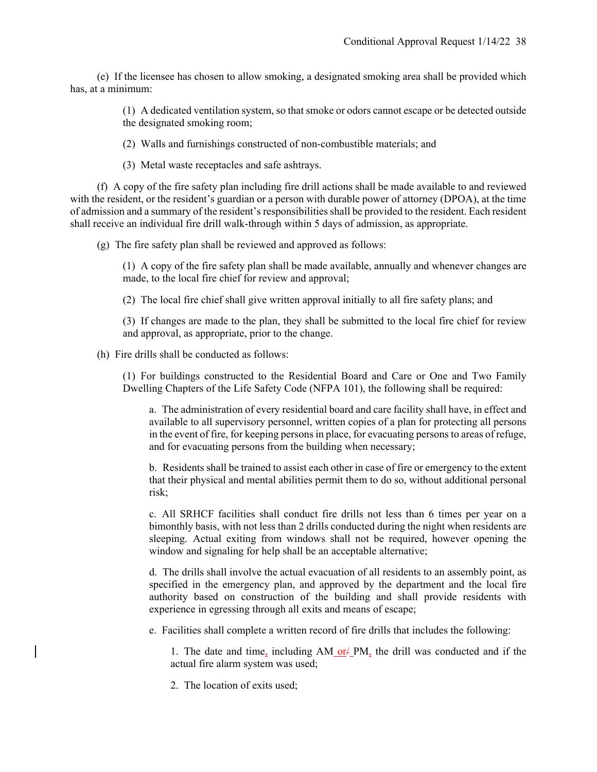(e) If the licensee has chosen to allow smoking, a designated smoking area shall be provided which has, at a minimum:

(1) A dedicated ventilation system, so that smoke or odors cannot escape or be detected outside the designated smoking room;

(2) Walls and furnishings constructed of non-combustible materials; and

(3) Metal waste receptacles and safe ashtrays.

(f) A copy of the fire safety plan including fire drill actions shall be made available to and reviewed with the resident, or the resident's guardian or a person with durable power of attorney (DPOA), at the time of admission and a summary of the resident's responsibilities shall be provided to the resident. Each resident shall receive an individual fire drill walk-through within 5 days of admission, as appropriate.

(g) The fire safety plan shall be reviewed and approved as follows:

(1) A copy of the fire safety plan shall be made available, annually and whenever changes are made, to the local fire chief for review and approval;

(2) The local fire chief shall give written approval initially to all fire safety plans; and

(3) If changes are made to the plan, they shall be submitted to the local fire chief for review and approval, as appropriate, prior to the change.

(h) Fire drills shall be conducted as follows:

(1) For buildings constructed to the Residential Board and Care or One and Two Family Dwelling Chapters of the Life Safety Code (NFPA 101), the following shall be required:

a. The administration of every residential board and care facility shall have, in effect and available to all supervisory personnel, written copies of a plan for protecting all persons in the event of fire, for keeping persons in place, for evacuating persons to areas of refuge, and for evacuating persons from the building when necessary;

b. Residents shall be trained to assist each other in case of fire or emergency to the extent that their physical and mental abilities permit them to do so, without additional personal risk;

c. All SRHCF facilities shall conduct fire drills not less than 6 times per year on a bimonthly basis, with not less than 2 drills conducted during the night when residents are sleeping. Actual exiting from windows shall not be required, however opening the window and signaling for help shall be an acceptable alternative;

d. The drills shall involve the actual evacuation of all residents to an assembly point, as specified in the emergency plan, and approved by the department and the local fire authority based on construction of the building and shall provide residents with experience in egressing through all exits and means of escape;

e. Facilities shall complete a written record of fire drills that includes the following:

1. The date and time, including AM or PM, the drill was conducted and if the actual fire alarm system was used;

2. The location of exits used;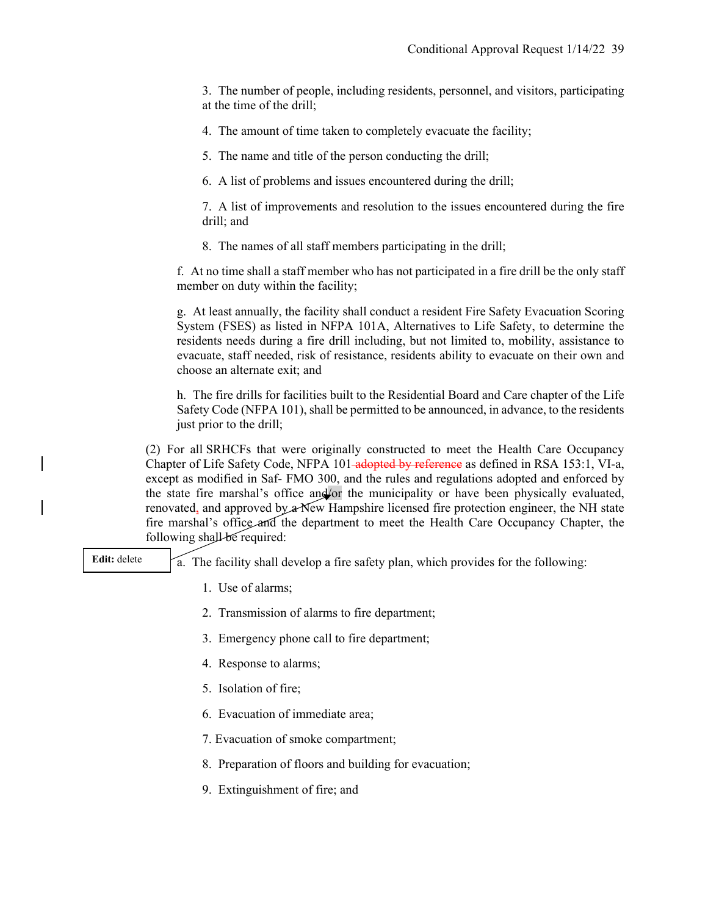3. The number of people, including residents, personnel, and visitors, participating at the time of the drill;

4. The amount of time taken to completely evacuate the facility;

5. The name and title of the person conducting the drill;

6. A list of problems and issues encountered during the drill;

7. A list of improvements and resolution to the issues encountered during the fire drill; and

8. The names of all staff members participating in the drill;

f. At no time shall a staff member who has not participated in a fire drill be the only staff member on duty within the facility;

g. At least annually, the facility shall conduct a resident Fire Safety Evacuation Scoring System (FSES) as listed in NFPA 101A, Alternatives to Life Safety, to determine the residents needs during a fire drill including, but not limited to, mobility, assistance to evacuate, staff needed, risk of resistance, residents ability to evacuate on their own and choose an alternate exit; and

h. The fire drills for facilities built to the Residential Board and Care chapter of the Life Safety Code (NFPA 101), shall be permitted to be announced, in advance, to the residents just prior to the drill;

(2) For all SRHCFs that were originally constructed to meet the Health Care Occupancy Chapter of Life Safety Code, NFPA 101 ~~adopted by reference~~ as defined in RSA 153:1, VI-a, except as modified in Saf- FMO 300, and the rules and regulations adopted and enforced by the state fire marshal's office and/or the municipality or have been physically evaluated, renovated, and approved by a New Hampshire licensed fire protection engineer, the NH state fire marshal's office and the department to meet the Health Care Occupancy Chapter, the following shall be required:

**Edit:** delete

a. The facility shall develop a fire safety plan, which provides for the following:

1. Use of alarms;

2. Transmission of alarms to fire department;

3. Emergency phone call to fire department;

4. Response to alarms;

5. Isolation of fire;

6. Evacuation of immediate area;

7. Evacuation of smoke compartment;

8. Preparation of floors and building for evacuation;

9. Extinguishment of fire; and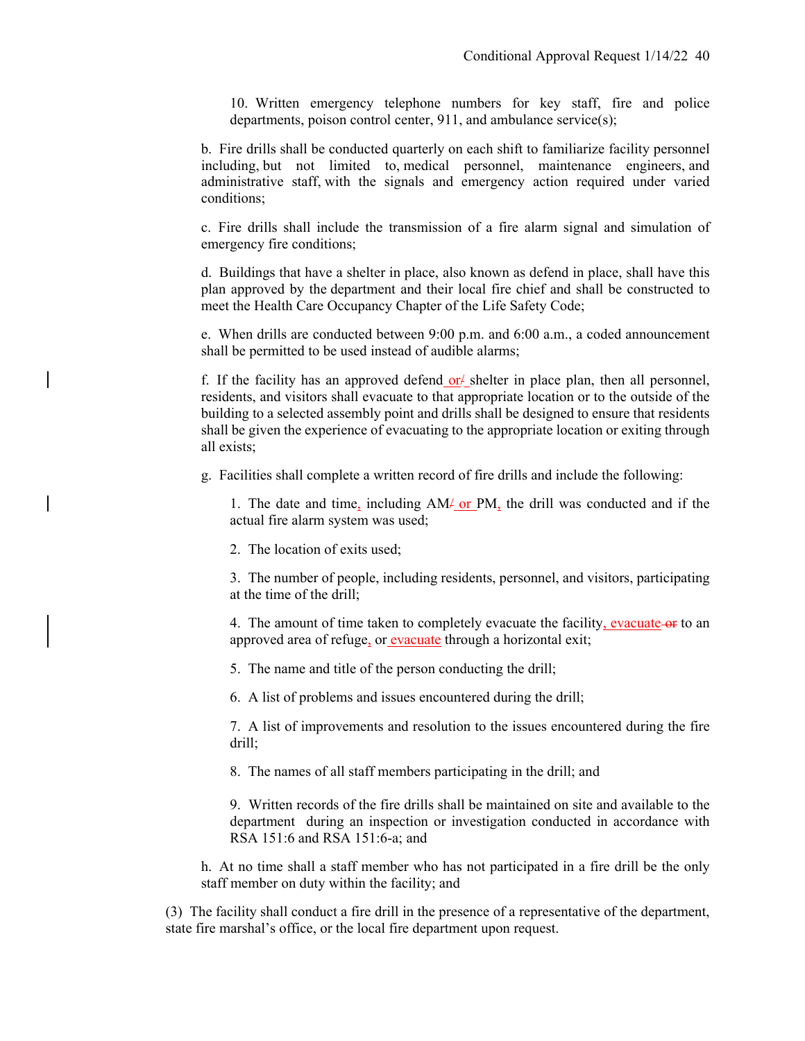10. Written emergency telephone numbers for key staff, fire and police departments, poison control center, 911, and ambulance service(s);

b. Fire drills shall be conducted quarterly on each shift to familiarize facility personnel including, but not limited to, medical personnel, maintenance engineers, and administrative staff, with the signals and emergency action required under varied conditions;

c. Fire drills shall include the transmission of a fire alarm signal and simulation of emergency fire conditions;

d. Buildings that have a shelter in place, also known as defend in place, shall have this plan approved by the department and their local fire chief and shall be constructed to meet the Health Care Occupancy Chapter of the Life Safety Code;

e. When drills are conducted between 9:00 p.m. and 6:00 a.m., a coded announcement shall be permitted to be used instead of audible alarms;

f. If the facility has an approved defend or/ shelter in place plan, then all personnel, residents, and visitors shall evacuate to that appropriate location or to the outside of the building to a selected assembly point and drills shall be designed to ensure that residents shall be given the experience of evacuating to the appropriate location or exiting through all exists;

g. Facilities shall complete a written record of fire drills and include the following:

1. The date and time, including AM/ or PM, the drill was conducted and if the actual fire alarm system was used;

2. The location of exits used;

3. The number of people, including residents, personnel, and visitors, participating at the time of the drill;

4. The amount of time taken to completely evacuate the facility, evacuate or to an approved area of refuge, or evacuate through a horizontal exit;

5. The name and title of the person conducting the drill;

6. A list of problems and issues encountered during the drill;

7. A list of improvements and resolution to the issues encountered during the fire drill;

8. The names of all staff members participating in the drill; and

9. Written records of the fire drills shall be maintained on site and available to the department during an inspection or investigation conducted in accordance with RSA 151:6 and RSA 151:6-a; and

h. At no time shall a staff member who has not participated in a fire drill be the only staff member on duty within the facility; and

(3) The facility shall conduct a fire drill in the presence of a representative of the department, state fire marshal's office, or the local fire department upon request.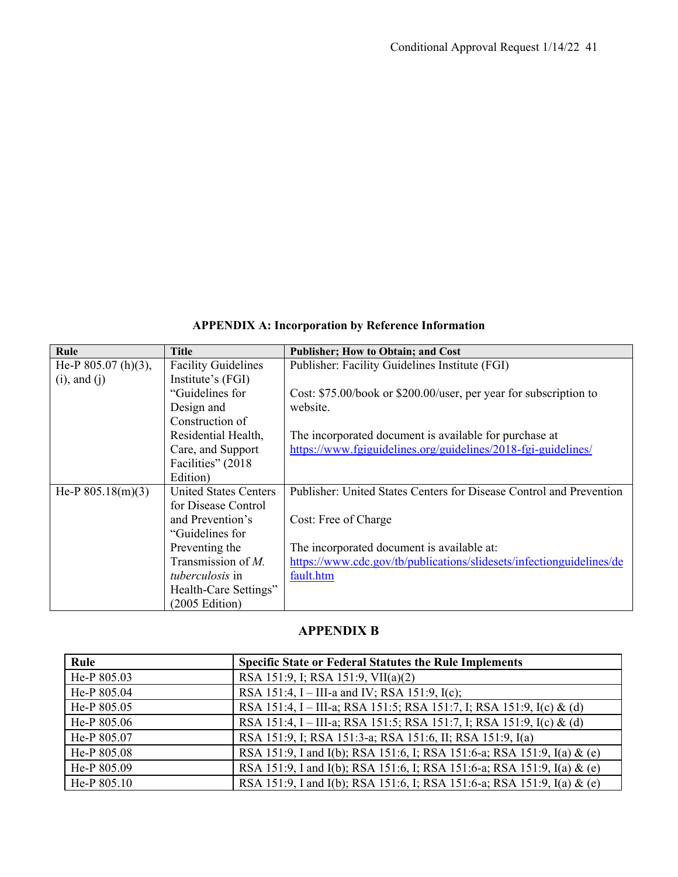## APPENDIX A: Incorporation by Reference Information

| Rule | Title | Publisher; How to Obtain; and Cost |
|---|---|---|
| He-P 805.07 (h)(3), (i), and (j) | Facility Guidelines Institute's (FGI) "Guidelines for Design and Construction of Residential Health, Care, and Support Facilities" (2018 Edition) | Publisher: Facility Guidelines Institute (FGI)<br><br>Cost: $75.00/book or $200.00/user, per year for subscription to website.<br><br>The incorporated document is available for purchase at https://www.fgiguidelines.org/guidelines/2018-fgi-guidelines/ |
| He-P 805.18(m)(3) | United States Centers for Disease Control and Prevention's "Guidelines for Preventing the Transmission of *M. tuberculosis* in Health-Care Settings" (2005 Edition) | Publisher: United States Centers for Disease Control and Prevention<br><br>Cost: Free of Charge<br><br>The incorporated document is available at: https://www.cdc.gov/tb/publications/slidesets/infectionguidelines/default.htm |

## APPENDIX B

| Rule | Specific State or Federal Statutes the Rule Implements |
|---|---|
| He-P 805.03 | RSA 151:9, I; RSA 151:9, VII(a)(2) |
| He-P 805.04 | RSA 151:4, I – III-a and IV; RSA 151:9, I(c); |
| He-P 805.05 | RSA 151:4, I – III-a; RSA 151:5; RSA 151:7, I; RSA 151:9, I(c) & (d) |
| He-P 805.06 | RSA 151:4, I – III-a; RSA 151:5; RSA 151:7, I; RSA 151:9, I(c) & (d) |
| He-P 805.07 | RSA 151:9, I; RSA 151:3-a; RSA 151:6, II; RSA 151:9, I(a) |
| He-P 805.08 | RSA 151:9, I and I(b); RSA 151:6, I; RSA 151:6-a; RSA 151:9, I(a) & (e) |
| He-P 805.09 | RSA 151:9, I and I(b); RSA 151:6, I; RSA 151:6-a; RSA 151:9, I(a) & (e) |
| He-P 805.10 | RSA 151:9, I and I(b); RSA 151:6, I; RSA 151:6-a; RSA 151:9, I(a) & (e) |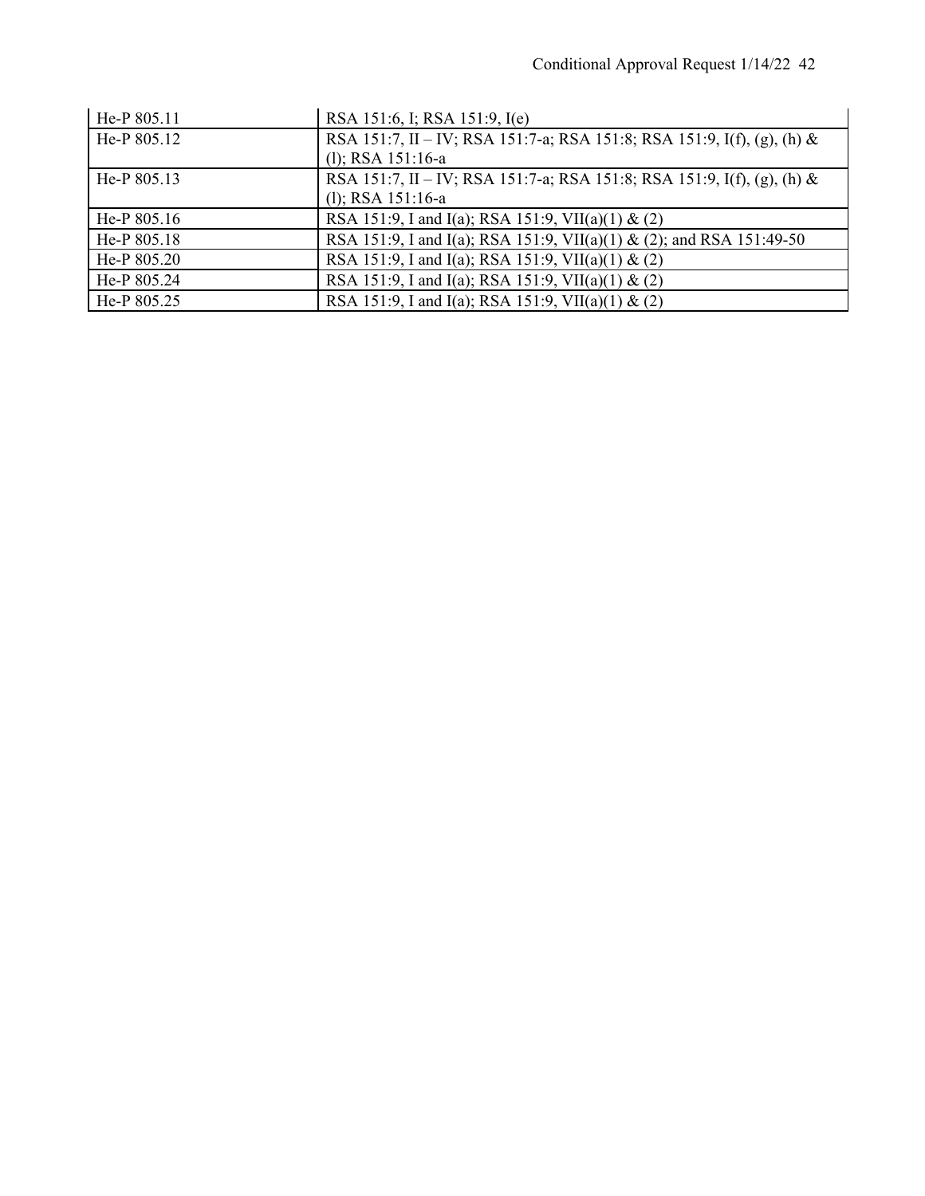| | |
|---|---|
| He-P 805.11 | RSA 151:6, I; RSA 151:9, I(e) |
| He-P 805.12 | RSA 151:7, II – IV; RSA 151:7-a; RSA 151:8; RSA 151:9, I(f), (g), (h) & (l); RSA 151:16-a |
| He-P 805.13 | RSA 151:7, II – IV; RSA 151:7-a; RSA 151:8; RSA 151:9, I(f), (g), (h) & (l); RSA 151:16-a |
| He-P 805.16 | RSA 151:9, I and I(a); RSA 151:9, VII(a)(1) & (2) |
| He-P 805.18 | RSA 151:9, I and I(a); RSA 151:9, VII(a)(1) & (2); and RSA 151:49-50 |
| He-P 805.20 | RSA 151:9, I and I(a); RSA 151:9, VII(a)(1) & (2) |
| He-P 805.24 | RSA 151:9, I and I(a); RSA 151:9, VII(a)(1) & (2) |
| He-P 805.25 | RSA 151:9, I and I(a); RSA 151:9, VII(a)(1) & (2) |